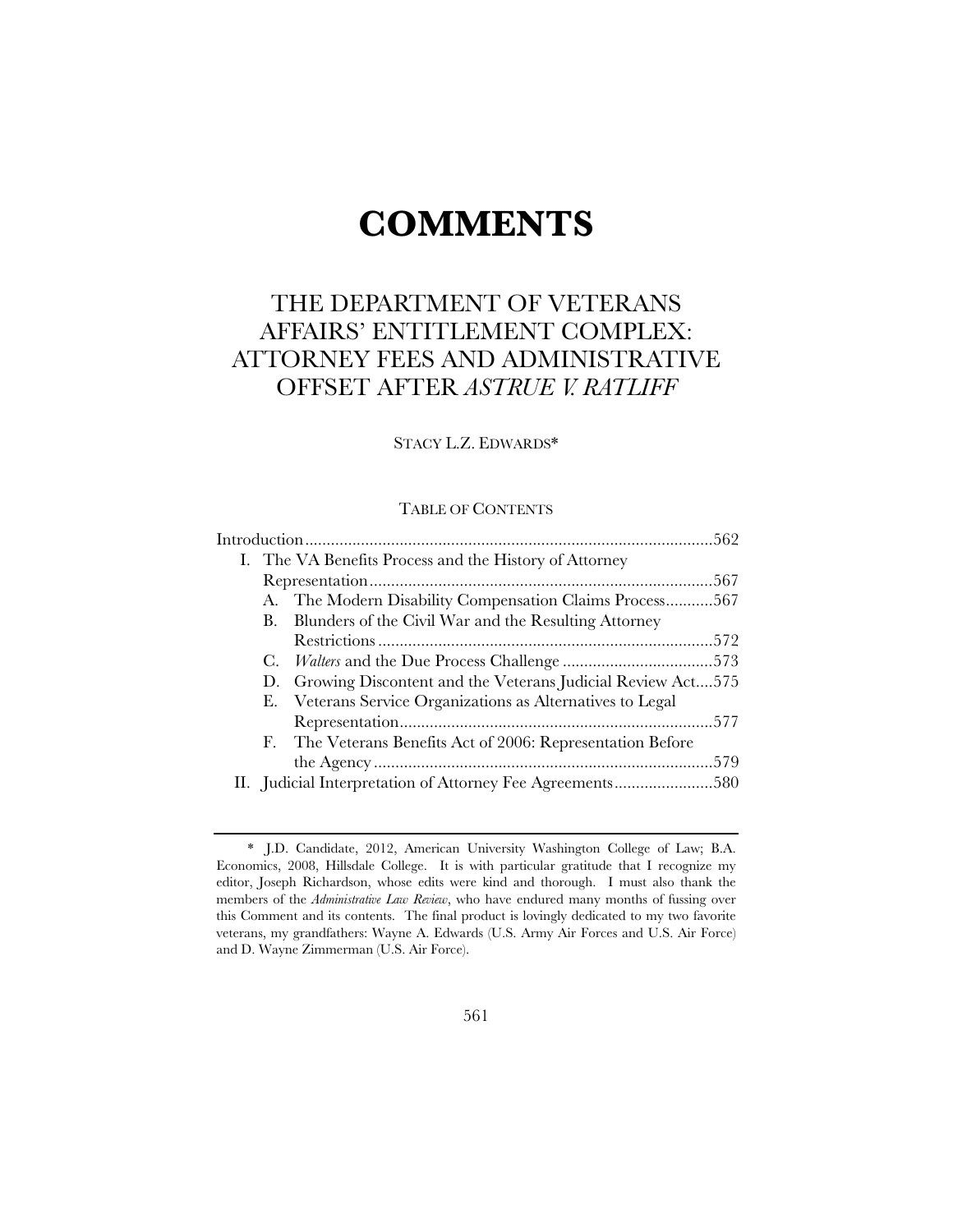# COMMENTS

## THE DEPARTMENT OF VETERANS AFFAIRS' ENTITLEMENT COMPLEX: ATTORNEY FEES AND ADMINISTRATIVE OFFSET AFTER *ASTRUE V. RATLIFF*

STACY L.Z. EDWARDS*

TABLE OF CONTENTS

Introduction ............................................................................................562

I. The VA Benefits Process and the History of Attorney Representation ...............................................................................567

   A. The Modern Disability Compensation Claims Process...........567

   B. Blunders of the Civil War and the Resulting Attorney Restrictions .............................................................................572

   C. *Walters* and the Due Process Challenge ..................................573

   D. Growing Discontent and the Veterans Judicial Review Act....575

   E. Veterans Service Organizations as Alternatives to Legal Representation........................................................................577

   F. The Veterans Benefits Act of 2006: Representation Before the Agency ..............................................................................579

II. Judicial Interpretation of Attorney Fee Agreements.......................580

---

\* J.D. Candidate, 2012, American University Washington College of Law; B.A. Economics, 2008, Hillsdale College. It is with particular gratitude that I recognize my editor, Joseph Richardson, whose edits were kind and thorough. I must also thank the members of the *Administrative Law Review*, who have endured many months of fussing over this Comment and its contents. The final product is lovingly dedicated to my two favorite veterans, my grandfathers: Wayne A. Edwards (U.S. Army Air Forces and U.S. Air Force) and D. Wayne Zimmerman (U.S. Air Force).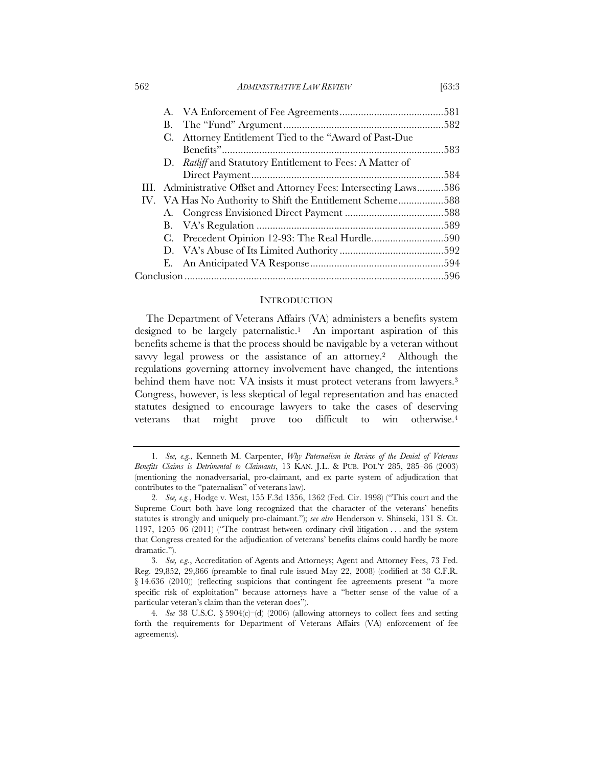A. VA Enforcement of Fee Agreements .......................................581
B. The "Fund" Argument ............................................................582
C. Attorney Entitlement Tied to the "Award of Past-Due Benefits" ...................................................................................583
D. *Ratliff* and Statutory Entitlement to Fees: A Matter of Direct Payment ........................................................................584

III. Administrative Offset and Attorney Fees: Intersecting Laws..........586

IV. VA Has No Authority to Shift the Entitlement Scheme.................588
A. Congress Envisioned Direct Payment .....................................588
B. VA's Regulation .......................................................................589
C. Precedent Opinion 12-93: The Real Hurdle...........................590
D. VA's Abuse of Its Limited Authority .......................................592
E. An Anticipated VA Response ..................................................594

Conclusion .................................................................................................596

## INTRODUCTION

The Department of Veterans Affairs (VA) administers a benefits system designed to be largely paternalistic.[1] An important aspiration of this benefits scheme is that the process should be navigable by a veteran without savvy legal prowess or the assistance of an attorney.[2] Although the regulations governing attorney involvement have changed, the intentions behind them have not: VA insists it must protect veterans from lawyers.[3] Congress, however, is less skeptical of legal representation and has enacted statutes designed to encourage lawyers to take the cases of deserving veterans that might prove too difficult to win otherwise.[4]

---

1. *See, e.g.*, Kenneth M. Carpenter, *Why Paternalism in Review of the Denial of Veterans Benefits Claims is Detrimental to Claimants*, 13 KAN. J.L. & PUB. POL'Y 285, 285–86 (2003) (mentioning the nonadversarial, pro-claimant, and ex parte system of adjudication that contributes to the "paternalism" of veterans law).

2. *See, e.g.*, Hodge v. West, 155 F.3d 1356, 1362 (Fed. Cir. 1998) ("This court and the Supreme Court both have long recognized that the character of the veterans' benefits statutes is strongly and uniquely pro-claimant."); *see also* Henderson v. Shinseki, 131 S. Ct. 1197, 1205–06 (2011) ("The contrast between ordinary civil litigation . . . and the system that Congress created for the adjudication of veterans' benefits claims could hardly be more dramatic.").

3. *See, e.g.*, Accreditation of Agents and Attorneys; Agent and Attorney Fees, 73 Fed. Reg. 29,852, 29,866 (preamble to final rule issued May 22, 2008) (codified at 38 C.F.R. § 14.636 (2010)) (reflecting suspicions that contingent fee agreements present "a more specific risk of exploitation" because attorneys have a "better sense of the value of a particular veteran's claim than the veteran does").

4. *See* 38 U.S.C. § 5904(c)–(d) (2006) (allowing attorneys to collect fees and setting forth the requirements for Department of Veterans Affairs (VA) enforcement of fee agreements).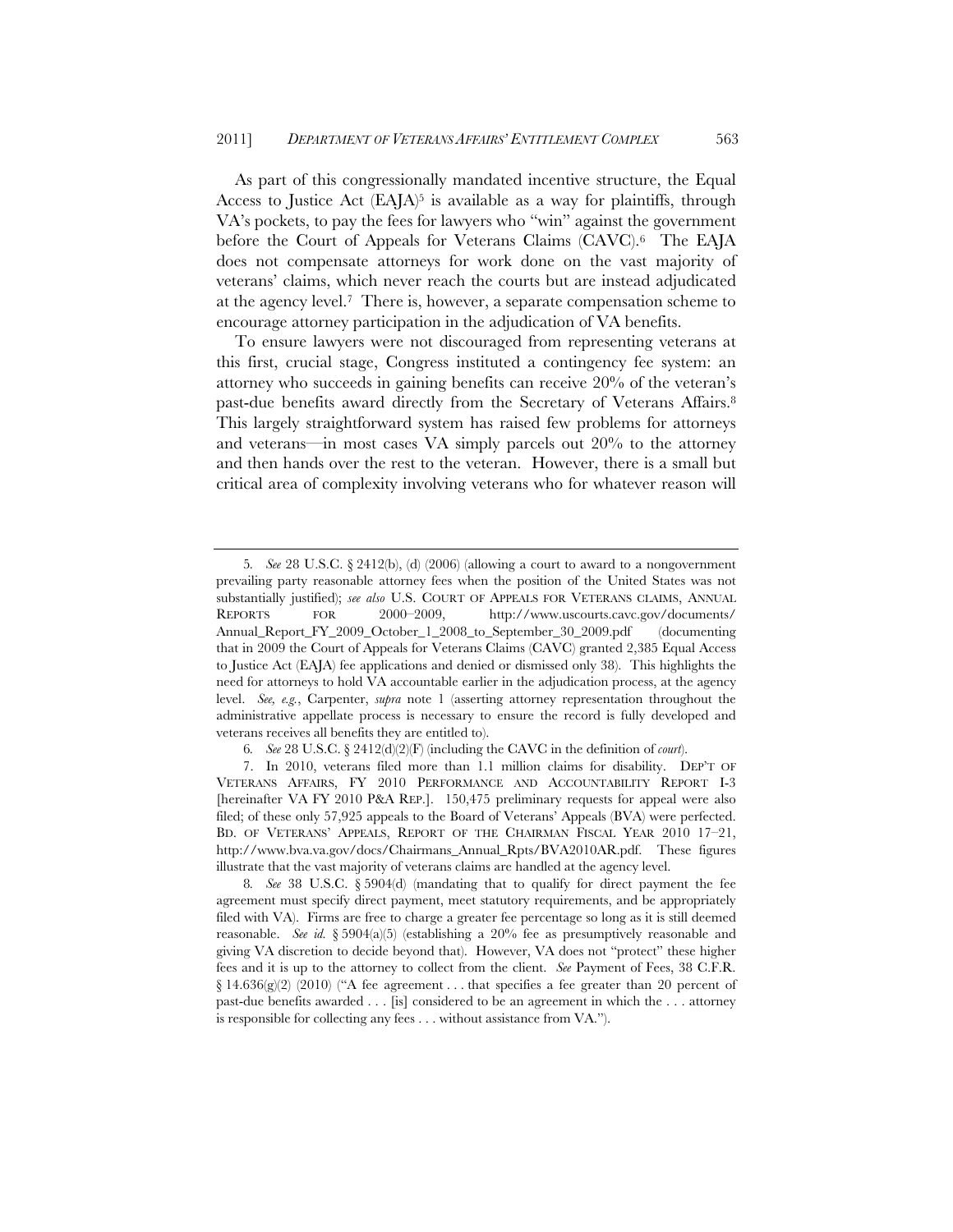As part of this congressionally mandated incentive structure, the Equal Access to Justice Act (EAJA)[5] is available as a way for plaintiffs, through VA's pockets, to pay the fees for lawyers who "win" against the government before the Court of Appeals for Veterans Claims (CAVC).[6] The EAJA does not compensate attorneys for work done on the vast majority of veterans' claims, which never reach the courts but are instead adjudicated at the agency level.[7] There is, however, a separate compensation scheme to encourage attorney participation in the adjudication of VA benefits.

To ensure lawyers were not discouraged from representing veterans at this first, crucial stage, Congress instituted a contingency fee system: an attorney who succeeds in gaining benefits can receive 20% of the veteran's past-due benefits award directly from the Secretary of Veterans Affairs.[8] This largely straightforward system has raised few problems for attorneys and veterans—in most cases VA simply parcels out 20% to the attorney and then hands over the rest to the veteran. However, there is a small but critical area of complexity involving veterans who for whatever reason will

---

5. *See* 28 U.S.C. § 2412(b), (d) (2006) (allowing a court to award to a nongovernment prevailing party reasonable attorney fees when the position of the United States was not substantially justified); *see also* U.S. COURT OF APPEALS FOR VETERANS CLAIMS, ANNUAL REPORTS FOR 2000–2009, http://www.uscourts.cavc.gov/documents/Annual_Report_FY_2009_October_1_2008_to_September_30_2009.pdf (documenting that in 2009 the Court of Appeals for Veterans Claims (CAVC) granted 2,385 Equal Access to Justice Act (EAJA) fee applications and denied or dismissed only 38). This highlights the need for attorneys to hold VA accountable earlier in the adjudication process, at the agency level. *See, e.g.*, Carpenter, *supra* note 1 (asserting attorney representation throughout the administrative appellate process is necessary to ensure the record is fully developed and veterans receives all benefits they are entitled to).

6. *See* 28 U.S.C. § 2412(d)(2)(F) (including the CAVC in the definition of *court*).

7. In 2010, veterans filed more than 1.1 million claims for disability. DEP'T OF VETERANS AFFAIRS, FY 2010 PERFORMANCE AND ACCOUNTABILITY REPORT I-3 [hereinafter VA FY 2010 P&A REP.]. 150,475 preliminary requests for appeal were also filed; of these only 57,925 appeals to the Board of Veterans' Appeals (BVA) were perfected. BD. OF VETERANS' APPEALS, REPORT OF THE CHAIRMAN FISCAL YEAR 2010 17–21, http://www.bva.va.gov/docs/Chairmans_Annual_Rpts/BVA2010AR.pdf. These figures illustrate that the vast majority of veterans claims are handled at the agency level.

8. *See* 38 U.S.C. § 5904(d) (mandating that to qualify for direct payment the fee agreement must specify direct payment, meet statutory requirements, and be appropriately filed with VA). Firms are free to charge a greater fee percentage so long as it is still deemed reasonable. *See id.* § 5904(a)(5) (establishing a 20% fee as presumptively reasonable and giving VA discretion to decide beyond that). However, VA does not "protect" these higher fees and it is up to the attorney to collect from the client. *See* Payment of Fees, 38 C.F.R. § 14.636(g)(2) (2010) ("A fee agreement . . . that specifies a fee greater than 20 percent of past-due benefits awarded . . . [is] considered to be an agreement in which the . . . attorney is responsible for collecting any fees . . . without assistance from VA.").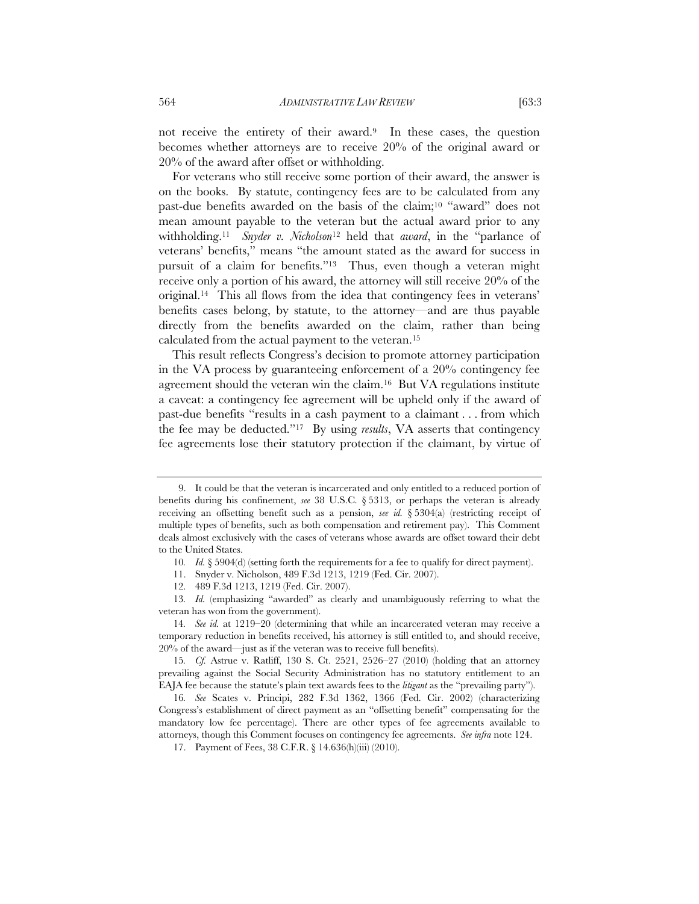not receive the entirety of their award.[9] In these cases, the question becomes whether attorneys are to receive 20% of the original award or 20% of the award after offset or withholding.

For veterans who still receive some portion of their award, the answer is on the books. By statute, contingency fees are to be calculated from any past-due benefits awarded on the basis of the claim;[10] "award" does not mean amount payable to the veteran but the actual award prior to any withholding.[11] *Snyder v. Nicholson*[12] held that *award*, in the "parlance of veterans' benefits," means "the amount stated as the award for success in pursuit of a claim for benefits."[13] Thus, even though a veteran might receive only a portion of his award, the attorney will still receive 20% of the original.[14] This all flows from the idea that contingency fees in veterans' benefits cases belong, by statute, to the attorney—and are thus payable directly from the benefits awarded on the claim, rather than being calculated from the actual payment to the veteran.[15]

This result reflects Congress's decision to promote attorney participation in the VA process by guaranteeing enforcement of a 20% contingency fee agreement should the veteran win the claim.[16] But VA regulations institute a caveat: a contingency fee agreement will be upheld only if the award of past-due benefits "results in a cash payment to a claimant . . . from which the fee may be deducted."[17] By using *results*, VA asserts that contingency fee agreements lose their statutory protection if the claimant, by virtue of

---

9. It could be that the veteran is incarcerated and only entitled to a reduced portion of benefits during his confinement, *see* 38 U.S.C. § 5313, or perhaps the veteran is already receiving an offsetting benefit such as a pension, *see id.* § 5304(a) (restricting receipt of multiple types of benefits, such as both compensation and retirement pay). This Comment deals almost exclusively with the cases of veterans whose awards are offset toward their debt to the United States.

10. *Id.* § 5904(d) (setting forth the requirements for a fee to qualify for direct payment).

11. Snyder v. Nicholson, 489 F.3d 1213, 1219 (Fed. Cir. 2007).

12. 489 F.3d 1213, 1219 (Fed. Cir. 2007).

13. *Id.* (emphasizing "awarded" as clearly and unambiguously referring to what the veteran has won from the government).

14. *See id.* at 1219–20 (determining that while an incarcerated veteran may receive a temporary reduction in benefits received, his attorney is still entitled to, and should receive, 20% of the award—just as if the veteran was to receive full benefits).

15. *Cf.* Astrue v. Ratliff, 130 S. Ct. 2521, 2526–27 (2010) (holding that an attorney prevailing against the Social Security Administration has no statutory entitlement to an EAJA fee because the statute's plain text awards fees to the *litigant* as the "prevailing party").

16. *See* Scates v. Principi, 282 F.3d 1362, 1366 (Fed. Cir. 2002) (characterizing Congress's establishment of direct payment as an "offsetting benefit" compensating for the mandatory low fee percentage). There are other types of fee agreements available to attorneys, though this Comment focuses on contingency fee agreements. *See infra* note 124.

17. Payment of Fees, 38 C.F.R. § 14.636(h)(iii) (2010).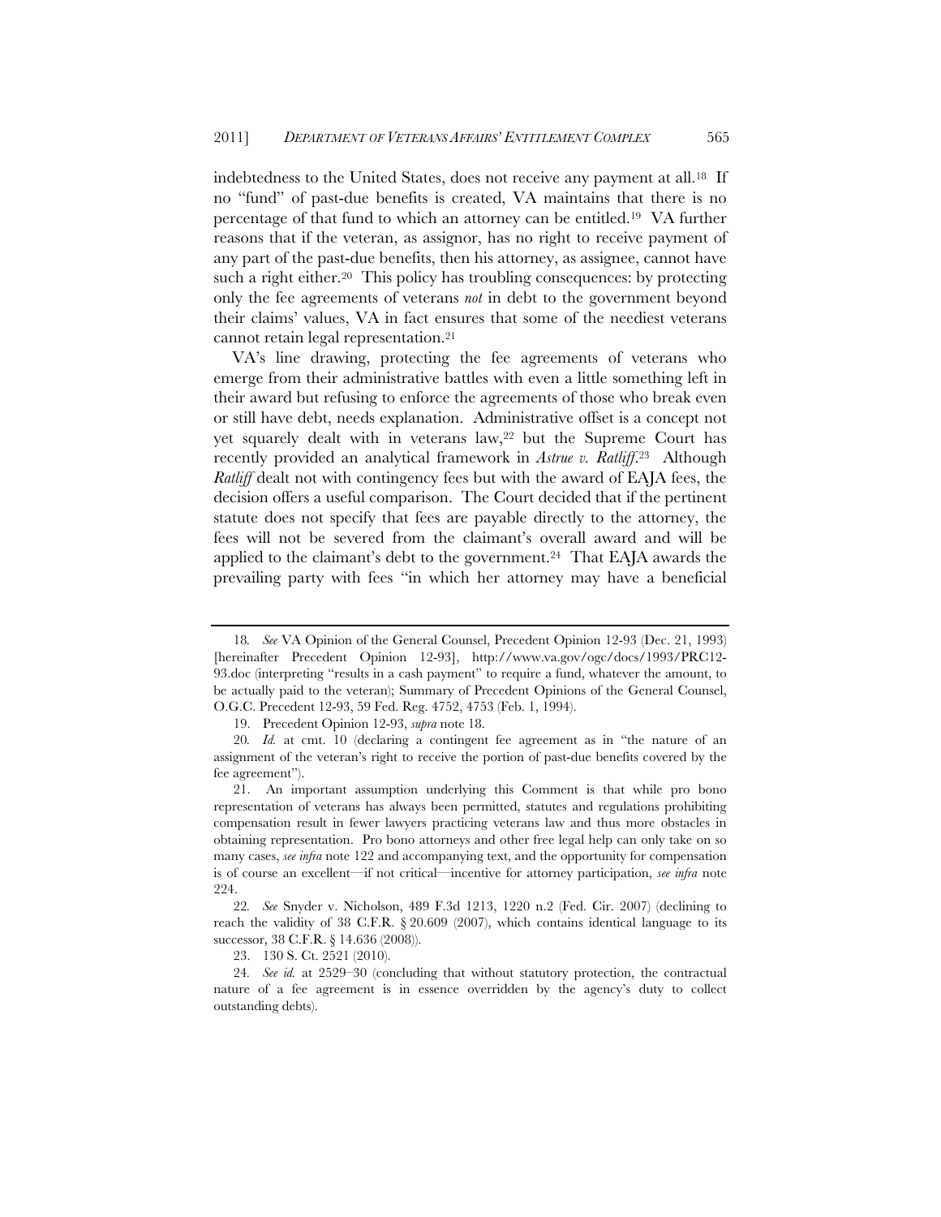indebtedness to the United States, does not receive any payment at all.[18] If no "fund" of past-due benefits is created, VA maintains that there is no percentage of that fund to which an attorney can be entitled.[19] VA further reasons that if the veteran, as assignor, has no right to receive payment of any part of the past-due benefits, then his attorney, as assignee, cannot have such a right either.[20] This policy has troubling consequences: by protecting only the fee agreements of veterans *not* in debt to the government beyond their claims' values, VA in fact ensures that some of the neediest veterans cannot retain legal representation.[21]

VA's line drawing, protecting the fee agreements of veterans who emerge from their administrative battles with even a little something left in their award but refusing to enforce the agreements of those who break even or still have debt, needs explanation. Administrative offset is a concept not yet squarely dealt with in veterans law,[22] but the Supreme Court has recently provided an analytical framework in *Astrue v. Ratliff*.[23] Although *Ratliff* dealt not with contingency fees but with the award of EAJA fees, the decision offers a useful comparison. The Court decided that if the pertinent statute does not specify that fees are payable directly to the attorney, the fees will not be severed from the claimant's overall award and will be applied to the claimant's debt to the government.[24] That EAJA awards the prevailing party with fees "in which her attorney may have a beneficial

---

18. *See* VA Opinion of the General Counsel, Precedent Opinion 12-93 (Dec. 21, 1993) [hereinafter Precedent Opinion 12-93], http://www.va.gov/ogc/docs/1993/PRC12-93.doc (interpreting "results in a cash payment" to require a fund, whatever the amount, to be actually paid to the veteran); Summary of Precedent Opinions of the General Counsel, O.G.C. Precedent 12-93, 59 Fed. Reg. 4752, 4753 (Feb. 1, 1994).

19. Precedent Opinion 12-93, *supra* note 18.

20. *Id.* at cmt. 10 (declaring a contingent fee agreement as in "the nature of an assignment of the veteran's right to receive the portion of past-due benefits covered by the fee agreement").

21. An important assumption underlying this Comment is that while pro bono representation of veterans has always been permitted, statutes and regulations prohibiting compensation result in fewer lawyers practicing veterans law and thus more obstacles in obtaining representation. Pro bono attorneys and other free legal help can only take on so many cases, *see infra* note 122 and accompanying text, and the opportunity for compensation is of course an excellent—if not critical—incentive for attorney participation, *see infra* note 224.

22. *See* Snyder v. Nicholson, 489 F.3d 1213, 1220 n.2 (Fed. Cir. 2007) (declining to reach the validity of 38 C.F.R. § 20.609 (2007), which contains identical language to its successor, 38 C.F.R. § 14.636 (2008)).

23. 130 S. Ct. 2521 (2010).

24. *See id.* at 2529–30 (concluding that without statutory protection, the contractual nature of a fee agreement is in essence overridden by the agency's duty to collect outstanding debts).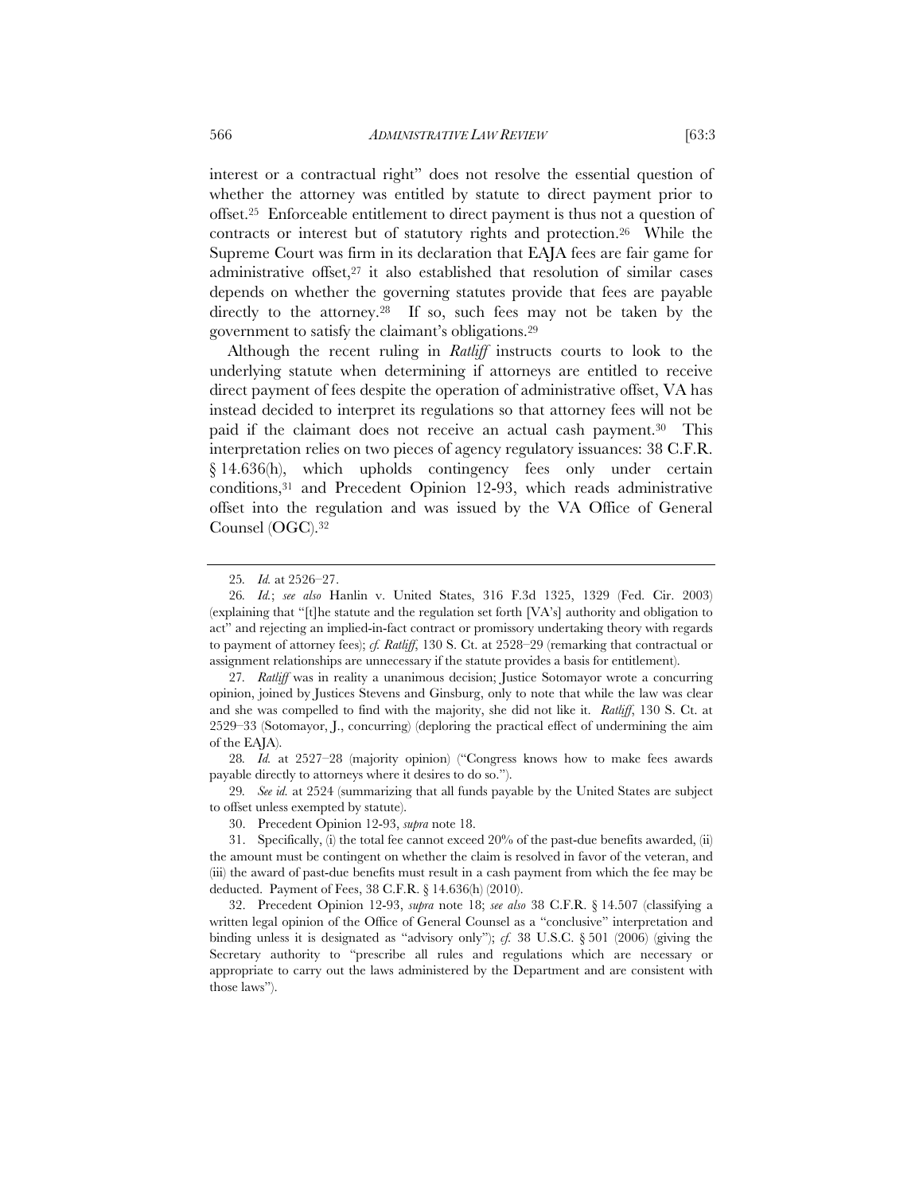interest or a contractual right" does not resolve the essential question of whether the attorney was entitled by statute to direct payment prior to offset.[25] Enforceable entitlement to direct payment is thus not a question of contracts or interest but of statutory rights and protection.[26] While the Supreme Court was firm in its declaration that EAJA fees are fair game for administrative offset,[27] it also established that resolution of similar cases depends on whether the governing statutes provide that fees are payable directly to the attorney.[28] If so, such fees may not be taken by the government to satisfy the claimant's obligations.[29]

Although the recent ruling in *Ratliff* instructs courts to look to the underlying statute when determining if attorneys are entitled to receive direct payment of fees despite the operation of administrative offset, VA has instead decided to interpret its regulations so that attorney fees will not be paid if the claimant does not receive an actual cash payment.[30] This interpretation relies on two pieces of agency regulatory issuances: 38 C.F.R. § 14.636(h), which upholds contingency fees only under certain conditions,[31] and Precedent Opinion 12-93, which reads administrative offset into the regulation and was issued by the VA Office of General Counsel (OGC).[32]

---

25. *Id.* at 2526–27.

26. *Id.*; *see also* Hanlin v. United States, 316 F.3d 1325, 1329 (Fed. Cir. 2003) (explaining that "[t]he statute and the regulation set forth [VA's] authority and obligation to act" and rejecting an implied-in-fact contract or promissory undertaking theory with regards to payment of attorney fees); *cf. Ratliff*, 130 S. Ct. at 2528–29 (remarking that contractual or assignment relationships are unnecessary if the statute provides a basis for entitlement).

27. *Ratliff* was in reality a unanimous decision; Justice Sotomayor wrote a concurring opinion, joined by Justices Stevens and Ginsburg, only to note that while the law was clear and she was compelled to find with the majority, she did not like it. *Ratliff*, 130 S. Ct. at 2529–33 (Sotomayor, J., concurring) (deploring the practical effect of undermining the aim of the EAJA).

28. *Id.* at 2527–28 (majority opinion) ("Congress knows how to make fees awards payable directly to attorneys where it desires to do so.").

29. *See id.* at 2524 (summarizing that all funds payable by the United States are subject to offset unless exempted by statute).

30. Precedent Opinion 12-93, *supra* note 18.

31. Specifically, (i) the total fee cannot exceed 20% of the past-due benefits awarded, (ii) the amount must be contingent on whether the claim is resolved in favor of the veteran, and (iii) the award of past-due benefits must result in a cash payment from which the fee may be deducted. Payment of Fees, 38 C.F.R. § 14.636(h) (2010).

32. Precedent Opinion 12-93, *supra* note 18; *see also* 38 C.F.R. § 14.507 (classifying a written legal opinion of the Office of General Counsel as a "conclusive" interpretation and binding unless it is designated as "advisory only"); *cf.* 38 U.S.C. § 501 (2006) (giving the Secretary authority to "prescribe all rules and regulations which are necessary or appropriate to carry out the laws administered by the Department and are consistent with those laws").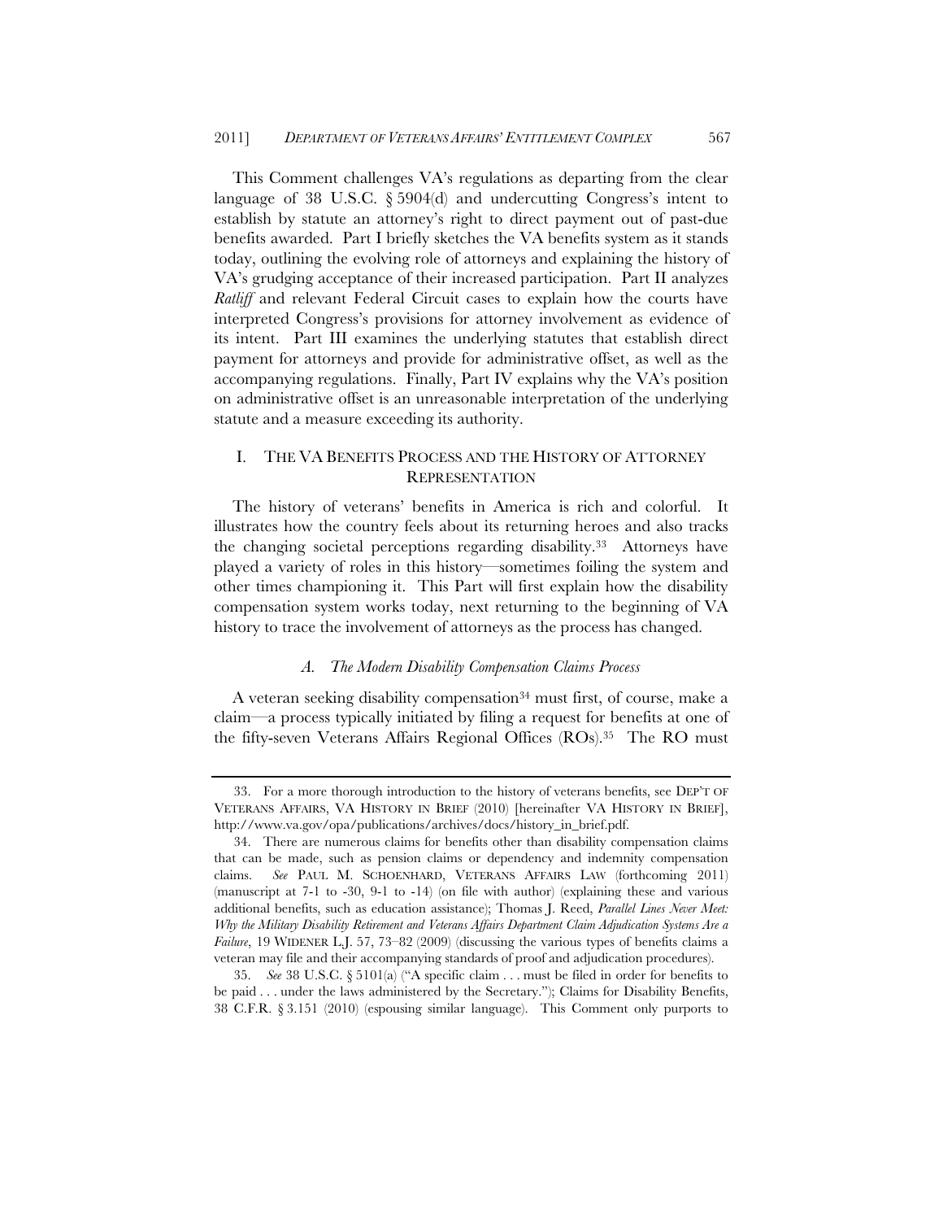This Comment challenges VA's regulations as departing from the clear language of 38 U.S.C. § 5904(d) and undercutting Congress's intent to establish by statute an attorney's right to direct payment out of past-due benefits awarded. Part I briefly sketches the VA benefits system as it stands today, outlining the evolving role of attorneys and explaining the history of VA's grudging acceptance of their increased participation. Part II analyzes *Ratliff* and relevant Federal Circuit cases to explain how the courts have interpreted Congress's provisions for attorney involvement as evidence of its intent. Part III examines the underlying statutes that establish direct payment for attorneys and provide for administrative offset, as well as the accompanying regulations. Finally, Part IV explains why the VA's position on administrative offset is an unreasonable interpretation of the underlying statute and a measure exceeding its authority.

## I. THE VA BENEFITS PROCESS AND THE HISTORY OF ATTORNEY REPRESENTATION

The history of veterans' benefits in America is rich and colorful. It illustrates how the country feels about its returning heroes and also tracks the changing societal perceptions regarding disability.[33] Attorneys have played a variety of roles in this history—sometimes foiling the system and other times championing it. This Part will first explain how the disability compensation system works today, next returning to the beginning of VA history to trace the involvement of attorneys as the process has changed.

### A. *The Modern Disability Compensation Claims Process*

A veteran seeking disability compensation[34] must first, of course, make a claim—a process typically initiated by filing a request for benefits at one of the fifty-seven Veterans Affairs Regional Offices (ROs).[35] The RO must

---

33. For a more thorough introduction to the history of veterans benefits, see DEP'T OF VETERANS AFFAIRS, VA HISTORY IN BRIEF (2010) [hereinafter VA HISTORY IN BRIEF], http://www.va.gov/opa/publications/archives/docs/history_in_brief.pdf.

34. There are numerous claims for benefits other than disability compensation claims that can be made, such as pension claims or dependency and indemnity compensation claims. *See* PAUL M. SCHOENHARD, VETERANS AFFAIRS LAW (forthcoming 2011) (manuscript at 7-1 to -30, 9-1 to -14) (on file with author) (explaining these and various additional benefits, such as education assistance); Thomas J. Reed, *Parallel Lines Never Meet: Why the Military Disability Retirement and Veterans Affairs Department Claim Adjudication Systems Are a Failure*, 19 WIDENER L.J. 57, 73–82 (2009) (discussing the various types of benefits claims a veteran may file and their accompanying standards of proof and adjudication procedures).

35. *See* 38 U.S.C. § 5101(a) ("A specific claim . . . must be filed in order for benefits to be paid . . . under the laws administered by the Secretary."); Claims for Disability Benefits, 38 C.F.R. § 3.151 (2010) (espousing similar language). This Comment only purports to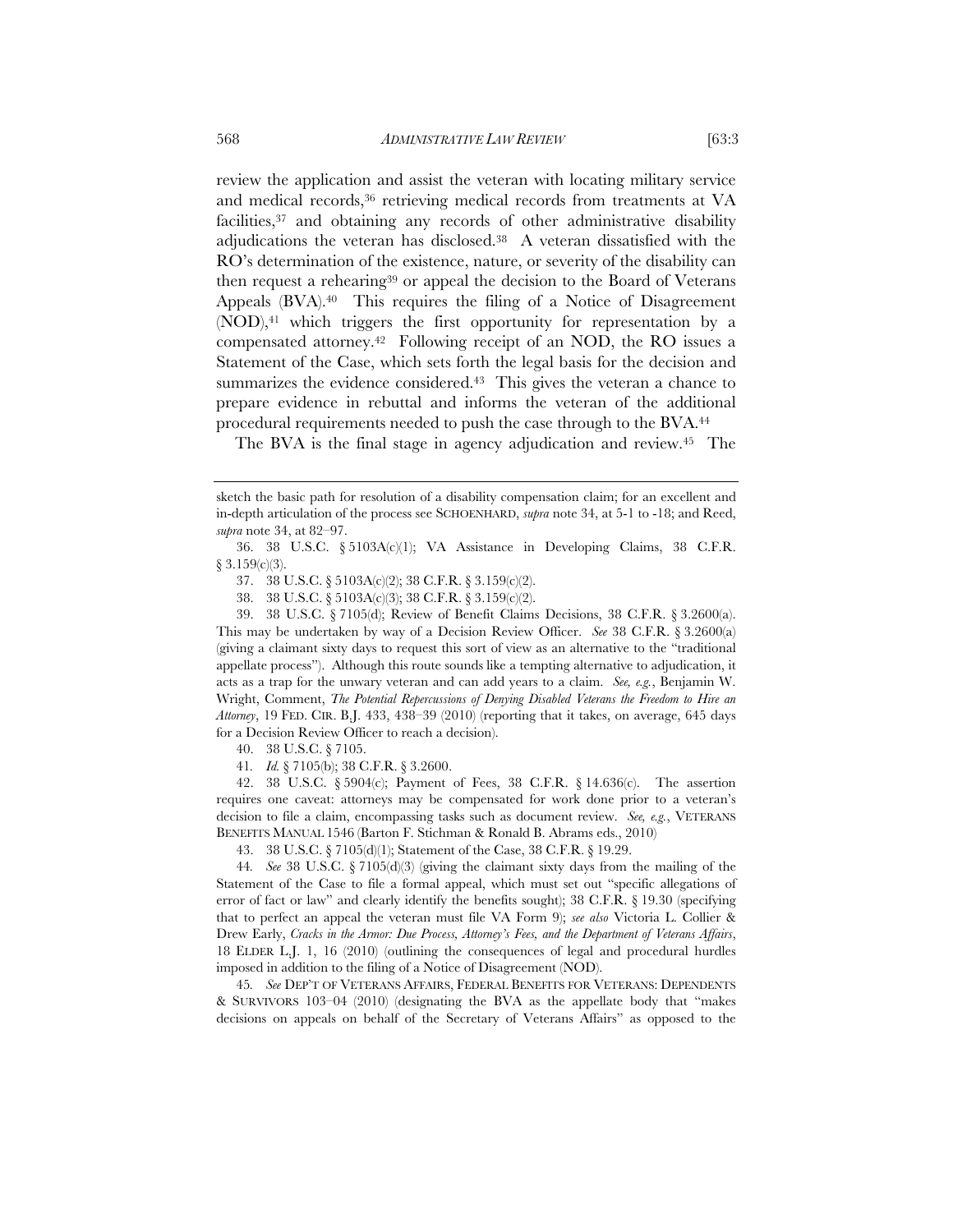review the application and assist the veteran with locating military service and medical records,[36] retrieving medical records from treatments at VA facilities,[37] and obtaining any records of other administrative disability adjudications the veteran has disclosed.[38] A veteran dissatisfied with the RO's determination of the existence, nature, or severity of the disability can then request a rehearing[39] or appeal the decision to the Board of Veterans Appeals (BVA).[40] This requires the filing of a Notice of Disagreement (NOD),[41] which triggers the first opportunity for representation by a compensated attorney.[42] Following receipt of an NOD, the RO issues a Statement of the Case, which sets forth the legal basis for the decision and summarizes the evidence considered.[43] This gives the veteran a chance to prepare evidence in rebuttal and informs the veteran of the additional procedural requirements needed to push the case through to the BVA.[44]

The BVA is the final stage in agency adjudication and review.[45] The

---

sketch the basic path for resolution of a disability compensation claim; for an excellent and in-depth articulation of the process see SCHOENHARD, *supra* note 34, at 5-1 to -18; and Reed, *supra* note 34, at 82–97.

36. 38 U.S.C. § 5103A(c)(1); VA Assistance in Developing Claims, 38 C.F.R. § 3.159(c)(3).

37. 38 U.S.C. § 5103A(c)(2); 38 C.F.R. § 3.159(c)(2).

38. 38 U.S.C. § 5103A(c)(3); 38 C.F.R. § 3.159(c)(2).

39. 38 U.S.C. § 7105(d); Review of Benefit Claims Decisions, 38 C.F.R. § 3.2600(a). This may be undertaken by way of a Decision Review Officer. *See* 38 C.F.R. § 3.2600(a) (giving a claimant sixty days to request this sort of view as an alternative to the "traditional appellate process"). Although this route sounds like a tempting alternative to adjudication, it acts as a trap for the unwary veteran and can add years to a claim. *See, e.g.*, Benjamin W. Wright, Comment, *The Potential Repercussions of Denying Disabled Veterans the Freedom to Hire an Attorney*, 19 FED. CIR. B.J. 433, 438–39 (2010) (reporting that it takes, on average, 645 days for a Decision Review Officer to reach a decision).

40. 38 U.S.C. § 7105.

41. *Id.* § 7105(b); 38 C.F.R. § 3.2600.

42. 38 U.S.C. § 5904(c); Payment of Fees, 38 C.F.R. § 14.636(c). The assertion requires one caveat: attorneys may be compensated for work done prior to a veteran's decision to file a claim, encompassing tasks such as document review. *See, e.g.*, VETERANS BENEFITS MANUAL 1546 (Barton F. Stichman & Ronald B. Abrams eds., 2010)

43. 38 U.S.C. § 7105(d)(1); Statement of the Case, 38 C.F.R. § 19.29.

44. *See* 38 U.S.C. § 7105(d)(3) (giving the claimant sixty days from the mailing of the Statement of the Case to file a formal appeal, which must set out "specific allegations of error of fact or law" and clearly identify the benefits sought); 38 C.F.R. § 19.30 (specifying that to perfect an appeal the veteran must file VA Form 9); *see also* Victoria L. Collier & Drew Early, *Cracks in the Armor: Due Process, Attorney's Fees, and the Department of Veterans Affairs*, 18 ELDER L.J. 1, 16 (2010) (outlining the consequences of legal and procedural hurdles imposed in addition to the filing of a Notice of Disagreement (NOD).

45. *See* DEP'T OF VETERANS AFFAIRS, FEDERAL BENEFITS FOR VETERANS: DEPENDENTS & SURVIVORS 103–04 (2010) (designating the BVA as the appellate body that "makes decisions on appeals on behalf of the Secretary of Veterans Affairs" as opposed to the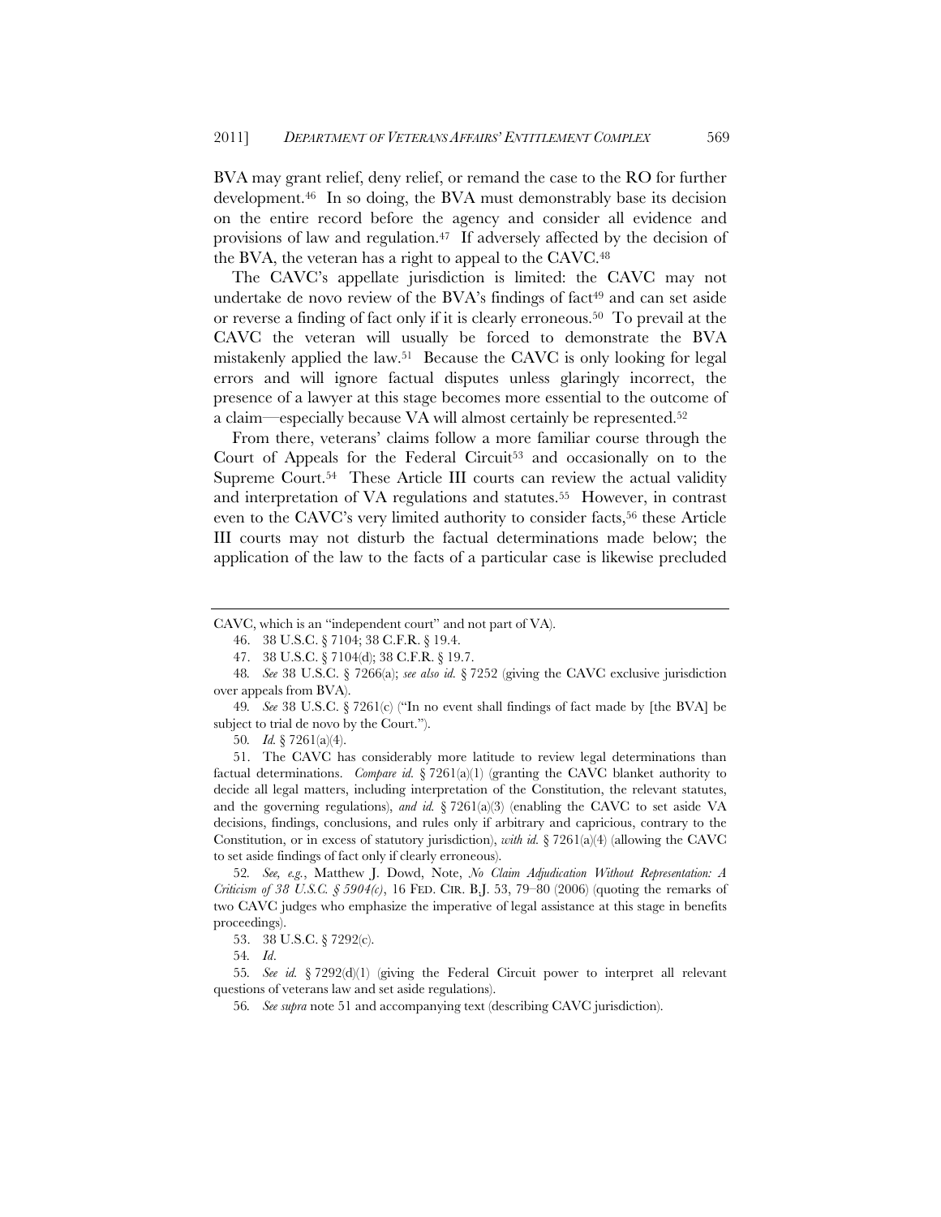BVA may grant relief, deny relief, or remand the case to the RO for further development.[46] In so doing, the BVA must demonstrably base its decision on the entire record before the agency and consider all evidence and provisions of law and regulation.[47] If adversely affected by the decision of the BVA, the veteran has a right to appeal to the CAVC.[48]

The CAVC's appellate jurisdiction is limited: the CAVC may not undertake de novo review of the BVA's findings of fact[49] and can set aside or reverse a finding of fact only if it is clearly erroneous.[50] To prevail at the CAVC the veteran will usually be forced to demonstrate the BVA mistakenly applied the law.[51] Because the CAVC is only looking for legal errors and will ignore factual disputes unless glaringly incorrect, the presence of a lawyer at this stage becomes more essential to the outcome of a claim—especially because VA will almost certainly be represented.[52]

From there, veterans' claims follow a more familiar course through the Court of Appeals for the Federal Circuit[53] and occasionally on to the Supreme Court.[54] These Article III courts can review the actual validity and interpretation of VA regulations and statutes.[55] However, in contrast even to the CAVC's very limited authority to consider facts,[56] these Article III courts may not disturb the factual determinations made below; the application of the law to the facts of a particular case is likewise precluded

---

CAVC, which is an "independent court" and not part of VA).

46. 38 U.S.C. § 7104; 38 C.F.R. § 19.4.

47. 38 U.S.C. § 7104(d); 38 C.F.R. § 19.7.

48. *See* 38 U.S.C. § 7266(a); *see also id.* § 7252 (giving the CAVC exclusive jurisdiction over appeals from BVA).

49. *See* 38 U.S.C. § 7261(c) ("In no event shall findings of fact made by [the BVA] be subject to trial de novo by the Court.").

50. *Id.* § 7261(a)(4).

51. The CAVC has considerably more latitude to review legal determinations than factual determinations. *Compare id.* § 7261(a)(1) (granting the CAVC blanket authority to decide all legal matters, including interpretation of the Constitution, the relevant statutes, and the governing regulations), *and id.* § 7261(a)(3) (enabling the CAVC to set aside VA decisions, findings, conclusions, and rules only if arbitrary and capricious, contrary to the Constitution, or in excess of statutory jurisdiction), *with id.* § 7261(a)(4) (allowing the CAVC to set aside findings of fact only if clearly erroneous).

52. *See, e.g.*, Matthew J. Dowd, Note, *No Claim Adjudication Without Representation: A Criticism of 38 U.S.C. § 5904(c)*, 16 FED. CIR. B.J. 53, 79–80 (2006) (quoting the remarks of two CAVC judges who emphasize the imperative of legal assistance at this stage in benefits proceedings).

53. 38 U.S.C. § 7292(c).

54. *Id.*

55. *See id.* § 7292(d)(1) (giving the Federal Circuit power to interpret all relevant questions of veterans law and set aside regulations).

56. *See supra* note 51 and accompanying text (describing CAVC jurisdiction).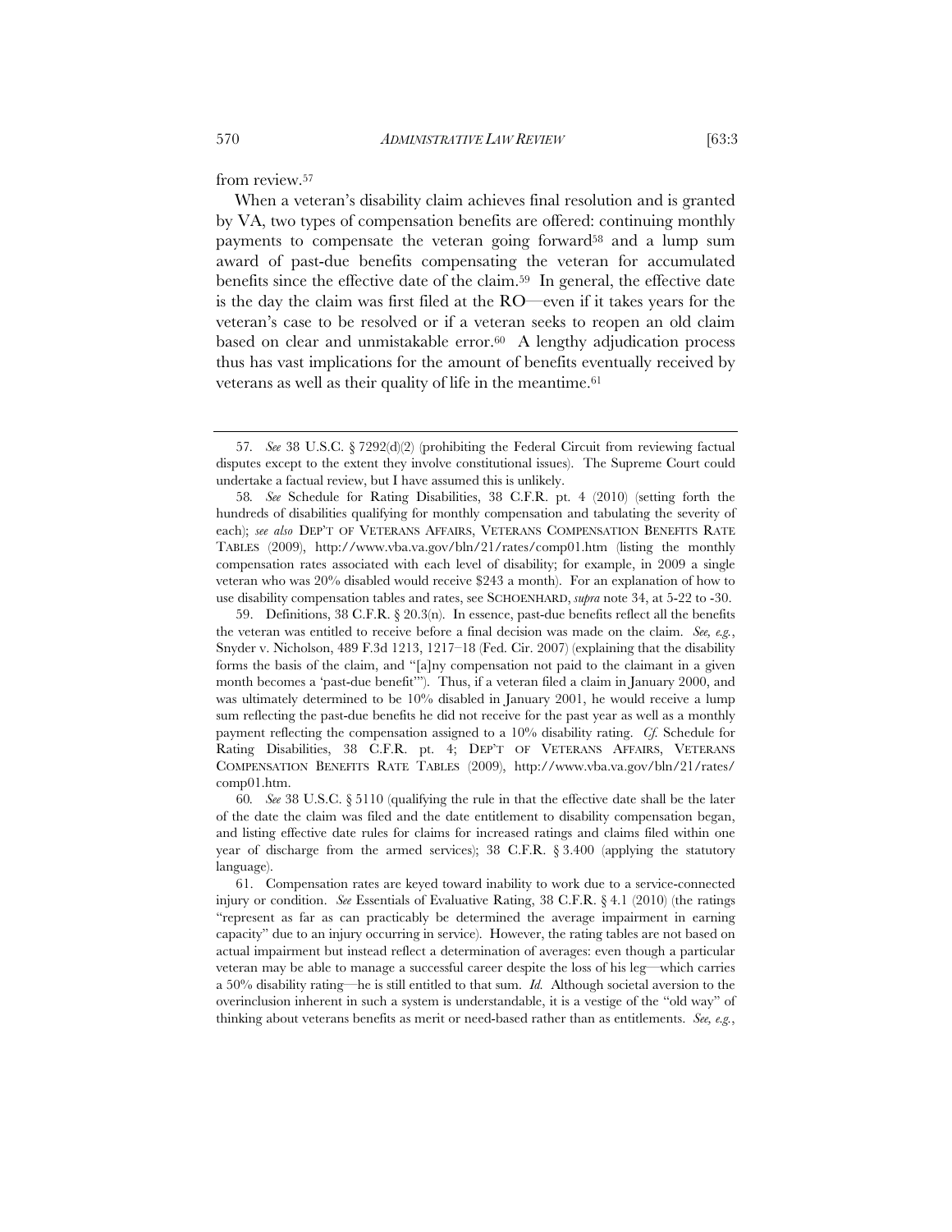from review.[57]

When a veteran's disability claim achieves final resolution and is granted by VA, two types of compensation benefits are offered: continuing monthly payments to compensate the veteran going forward[58] and a lump sum award of past-due benefits compensating the veteran for accumulated benefits since the effective date of the claim.[59] In general, the effective date is the day the claim was first filed at the RO—even if it takes years for the veteran's case to be resolved or if a veteran seeks to reopen an old claim based on clear and unmistakable error.[60] A lengthy adjudication process thus has vast implications for the amount of benefits eventually received by veterans as well as their quality of life in the meantime.[61]

---

57. *See* 38 U.S.C. § 7292(d)(2) (prohibiting the Federal Circuit from reviewing factual disputes except to the extent they involve constitutional issues). The Supreme Court could undertake a factual review, but I have assumed this is unlikely.

58. *See* Schedule for Rating Disabilities, 38 C.F.R. pt. 4 (2010) (setting forth the hundreds of disabilities qualifying for monthly compensation and tabulating the severity of each); *see also* DEP'T OF VETERANS AFFAIRS, VETERANS COMPENSATION BENEFITS RATE TABLES (2009), http://www.vba.va.gov/bln/21/rates/comp01.htm (listing the monthly compensation rates associated with each level of disability; for example, in 2009 a single veteran who was 20% disabled would receive $243 a month). For an explanation of how to use disability compensation tables and rates, see SCHOENHARD, *supra* note 34, at 5-22 to -30.

59. Definitions, 38 C.F.R. § 20.3(n). In essence, past-due benefits reflect all the benefits the veteran was entitled to receive before a final decision was made on the claim. *See, e.g.*, Snyder v. Nicholson, 489 F.3d 1213, 1217–18 (Fed. Cir. 2007) (explaining that the disability forms the basis of the claim, and "[a]ny compensation not paid to the claimant in a given month becomes a 'past-due benefit'"). Thus, if a veteran filed a claim in January 2000, and was ultimately determined to be 10% disabled in January 2001, he would receive a lump sum reflecting the past-due benefits he did not receive for the past year as well as a monthly payment reflecting the compensation assigned to a 10% disability rating. *Cf.* Schedule for Rating Disabilities, 38 C.F.R. pt. 4; DEP'T OF VETERANS AFFAIRS, VETERANS COMPENSATION BENEFITS RATE TABLES (2009), http://www.vba.va.gov/bln/21/rates/comp01.htm.

60. *See* 38 U.S.C. § 5110 (qualifying the rule in that the effective date shall be the later of the date the claim was filed and the date entitlement to disability compensation began, and listing effective date rules for claims for increased ratings and claims filed within one year of discharge from the armed services); 38 C.F.R. § 3.400 (applying the statutory language).

61. Compensation rates are keyed toward inability to work due to a service-connected injury or condition. *See* Essentials of Evaluative Rating, 38 C.F.R. § 4.1 (2010) (the ratings "represent as far as can practicably be determined the average impairment in earning capacity" due to an injury occurring in service). However, the rating tables are not based on actual impairment but instead reflect a determination of averages: even though a particular veteran may be able to manage a successful career despite the loss of his leg—which carries a 50% disability rating—he is still entitled to that sum. *Id.* Although societal aversion to the overinclusion inherent in such a system is understandable, it is a vestige of the "old way" of thinking about veterans benefits as merit or need-based rather than as entitlements. *See, e.g.*,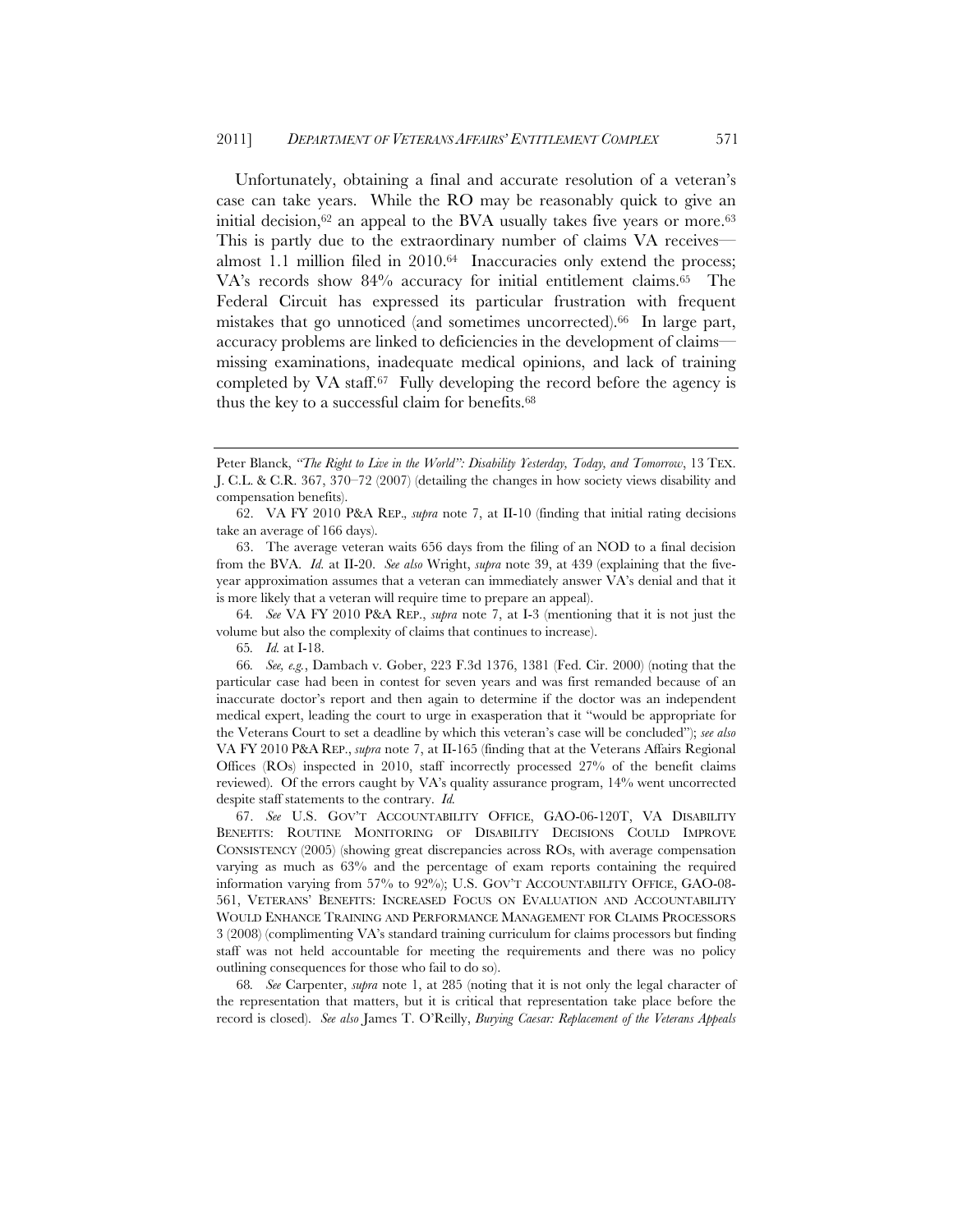Unfortunately, obtaining a final and accurate resolution of a veteran's case can take years. While the RO may be reasonably quick to give an initial decision,[62] an appeal to the BVA usually takes five years or more.[63] This is partly due to the extraordinary number of claims VA receives—almost 1.1 million filed in 2010.[64] Inaccuracies only extend the process; VA's records show 84% accuracy for initial entitlement claims.[65] The Federal Circuit has expressed its particular frustration with frequent mistakes that go unnoticed (and sometimes uncorrected).[66] In large part, accuracy problems are linked to deficiencies in the development of claims—missing examinations, inadequate medical opinions, and lack of training completed by VA staff.[67] Fully developing the record before the agency is thus the key to a successful claim for benefits.[68]

---

Peter Blanck, *"The Right to Live in the World": Disability Yesterday, Today, and Tomorrow*, 13 TEX. J. C.L. & C.R. 367, 370–72 (2007) (detailing the changes in how society views disability and compensation benefits).

62. VA FY 2010 P&A REP., *supra* note 7, at II-10 (finding that initial rating decisions take an average of 166 days).

63. The average veteran waits 656 days from the filing of an NOD to a final decision from the BVA. *Id.* at II-20. *See also* Wright, *supra* note 39, at 439 (explaining that the five-year approximation assumes that a veteran can immediately answer VA's denial and that it is more likely that a veteran will require time to prepare an appeal).

64. *See* VA FY 2010 P&A REP., *supra* note 7, at I-3 (mentioning that it is not just the volume but also the complexity of claims that continues to increase).

65. *Id.* at I-18.

66. *See, e.g.*, Dambach v. Gober, 223 F.3d 1376, 1381 (Fed. Cir. 2000) (noting that the particular case had been in contest for seven years and was first remanded because of an inaccurate doctor's report and then again to determine if the doctor was an independent medical expert, leading the court to urge in exasperation that it "would be appropriate for the Veterans Court to set a deadline by which this veteran's case will be concluded"); *see also* VA FY 2010 P&A REP., *supra* note 7, at II-165 (finding that at the Veterans Affairs Regional Offices (ROs) inspected in 2010, staff incorrectly processed 27% of the benefit claims reviewed). Of the errors caught by VA's quality assurance program, 14% went uncorrected despite staff statements to the contrary. *Id.*

67. *See* U.S. GOV'T ACCOUNTABILITY OFFICE, GAO-06-120T, VA DISABILITY BENEFITS: ROUTINE MONITORING OF DISABILITY DECISIONS COULD IMPROVE CONSISTENCY (2005) (showing great discrepancies across ROs, with average compensation varying as much as 63% and the percentage of exam reports containing the required information varying from 57% to 92%); U.S. GOV'T ACCOUNTABILITY OFFICE, GAO-08-561, VETERANS' BENEFITS: INCREASED FOCUS ON EVALUATION AND ACCOUNTABILITY WOULD ENHANCE TRAINING AND PERFORMANCE MANAGEMENT FOR CLAIMS PROCESSORS 3 (2008) (complimenting VA's standard training curriculum for claims processors but finding staff was not held accountable for meeting the requirements and there was no policy outlining consequences for those who fail to do so).

68. *See* Carpenter, *supra* note 1, at 285 (noting that it is not only the legal character of the representation that matters, but it is critical that representation take place before the record is closed). *See also* James T. O'Reilly, *Burying Caesar: Replacement of the Veterans Appeals*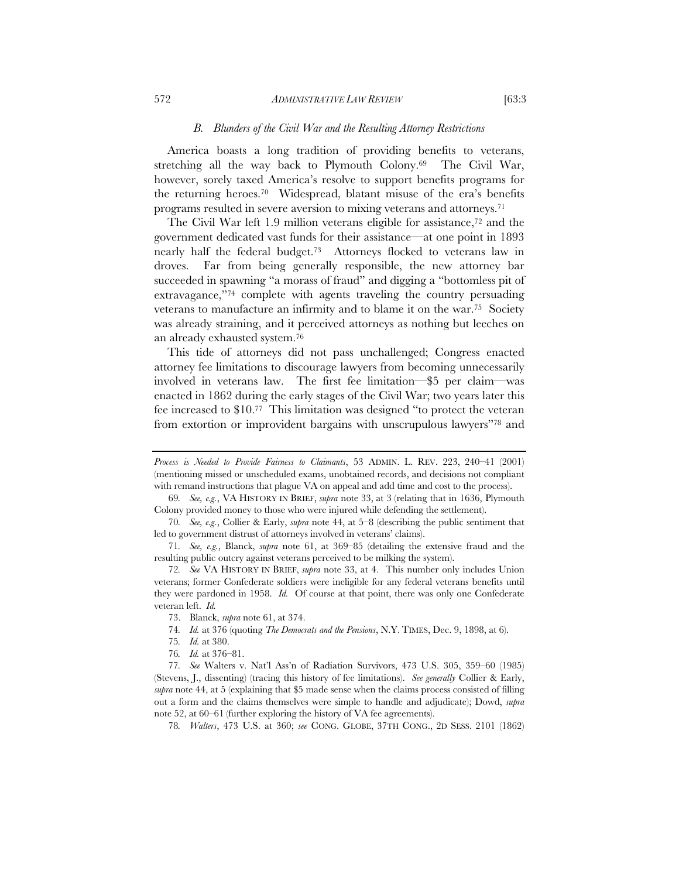### *B. Blunders of the Civil War and the Resulting Attorney Restrictions*

America boasts a long tradition of providing benefits to veterans, stretching all the way back to Plymouth Colony.[69] The Civil War, however, sorely taxed America's resolve to support benefits programs for the returning heroes.[70] Widespread, blatant misuse of the era's benefits programs resulted in severe aversion to mixing veterans and attorneys.[71]

The Civil War left 1.9 million veterans eligible for assistance,[72] and the government dedicated vast funds for their assistance—at one point in 1893 nearly half the federal budget.[73] Attorneys flocked to veterans law in droves. Far from being generally responsible, the new attorney bar succeeded in spawning "a morass of fraud" and digging a "bottomless pit of extravagance,"[74] complete with agents traveling the country persuading veterans to manufacture an infirmity and to blame it on the war.[75] Society was already straining, and it perceived attorneys as nothing but leeches on an already exhausted system.[76]

This tide of attorneys did not pass unchallenged; Congress enacted attorney fee limitations to discourage lawyers from becoming unnecessarily involved in veterans law. The first fee limitation—$5 per claim—was enacted in 1862 during the early stages of the Civil War; two years later this fee increased to $10.[77] This limitation was designed "to protect the veteran from extortion or improvident bargains with unscrupulous lawyers"[78] and

---

*Process is Needed to Provide Fairness to Claimants*, 53 ADMIN. L. REV. 223, 240–41 (2001) (mentioning missed or unscheduled exams, unobtained records, and decisions not compliant with remand instructions that plague VA on appeal and add time and cost to the process).

69. *See, e.g.*, VA HISTORY IN BRIEF, *supra* note 33, at 3 (relating that in 1636, Plymouth Colony provided money to those who were injured while defending the settlement).

70. *See, e.g.*, Collier & Early, *supra* note 44, at 5–8 (describing the public sentiment that led to government distrust of attorneys involved in veterans' claims).

71. *See, e.g.*, Blanck, *supra* note 61, at 369–85 (detailing the extensive fraud and the resulting public outcry against veterans perceived to be milking the system).

72. *See* VA HISTORY IN BRIEF, *supra* note 33, at 4. This number only includes Union veterans; former Confederate soldiers were ineligible for any federal veterans benefits until they were pardoned in 1958. *Id.* Of course at that point, there was only one Confederate veteran left. *Id.*

73. Blanck, *supra* note 61, at 374.

74. *Id.* at 376 (quoting *The Democrats and the Pensions*, N.Y. TIMES, Dec. 9, 1898, at 6).

75. *Id.* at 380.

76. *Id.* at 376–81.

77. *See* Walters v. Nat'l Ass'n of Radiation Survivors, 473 U.S. 305, 359–60 (1985) (Stevens, J., dissenting) (tracing this history of fee limitations). *See generally* Collier & Early, *supra* note 44, at 5 (explaining that $5 made sense when the claims process consisted of filling out a form and the claims themselves were simple to handle and adjudicate); Dowd, *supra* note 52, at 60–61 (further exploring the history of VA fee agreements).

78. *Walters*, 473 U.S. at 360; *see* CONG. GLOBE, 37TH CONG., 2D SESS. 2101 (1862)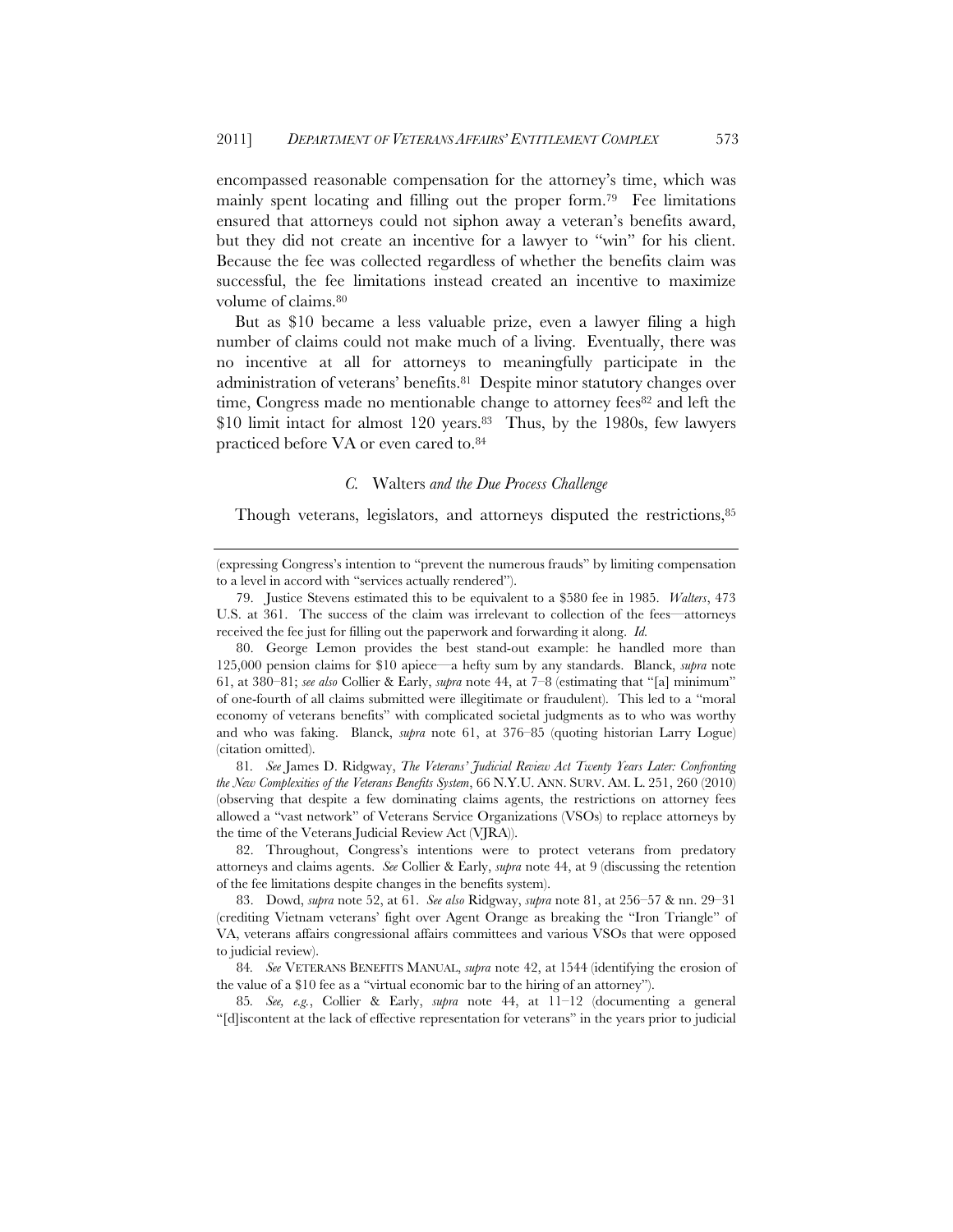encompassed reasonable compensation for the attorney's time, which was mainly spent locating and filling out the proper form.[79] Fee limitations ensured that attorneys could not siphon away a veteran's benefits award, but they did not create an incentive for a lawyer to "win" for his client. Because the fee was collected regardless of whether the benefits claim was successful, the fee limitations instead created an incentive to maximize volume of claims.[80]

But as $10 became a less valuable prize, even a lawyer filing a high number of claims could not make much of a living. Eventually, there was no incentive at all for attorneys to meaningfully participate in the administration of veterans' benefits.[81] Despite minor statutory changes over time, Congress made no mentionable change to attorney fees[82] and left the $10 limit intact for almost 120 years.[83] Thus, by the 1980s, few lawyers practiced before VA or even cared to.[84]

### *C.* Walters *and the Due Process Challenge*

Though veterans, legislators, and attorneys disputed the restrictions,[85]

---

(expressing Congress's intention to "prevent the numerous frauds" by limiting compensation to a level in accord with "services actually rendered").

79. Justice Stevens estimated this to be equivalent to a $580 fee in 1985. *Walters*, 473 U.S. at 361. The success of the claim was irrelevant to collection of the fees—attorneys received the fee just for filling out the paperwork and forwarding it along. *Id.*

80. George Lemon provides the best stand-out example: he handled more than 125,000 pension claims for $10 apiece—a hefty sum by any standards. Blanck, *supra* note 61, at 380–81; *see also* Collier & Early, *supra* note 44, at 7–8 (estimating that "[a] minimum" of one-fourth of all claims submitted were illegitimate or fraudulent). This led to a "moral economy of veterans benefits" with complicated societal judgments as to who was worthy and who was faking. Blanck, *supra* note 61, at 376–85 (quoting historian Larry Logue) (citation omitted).

81. *See* James D. Ridgway, *The Veterans' Judicial Review Act Twenty Years Later: Confronting the New Complexities of the Veterans Benefits System*, 66 N.Y.U. ANN. SURV. AM. L. 251, 260 (2010) (observing that despite a few dominating claims agents, the restrictions on attorney fees allowed a "vast network" of Veterans Service Organizations (VSOs) to replace attorneys by the time of the Veterans Judicial Review Act (VJRA)).

82. Throughout, Congress's intentions were to protect veterans from predatory attorneys and claims agents. *See* Collier & Early, *supra* note 44, at 9 (discussing the retention of the fee limitations despite changes in the benefits system).

83. Dowd, *supra* note 52, at 61. *See also* Ridgway, *supra* note 81, at 256–57 & nn. 29–31 (crediting Vietnam veterans' fight over Agent Orange as breaking the "Iron Triangle" of VA, veterans affairs congressional affairs committees and various VSOs that were opposed to judicial review).

84. *See* VETERANS BENEFITS MANUAL, *supra* note 42, at 1544 (identifying the erosion of the value of a $10 fee as a "virtual economic bar to the hiring of an attorney").

85. *See, e.g.*, Collier & Early, *supra* note 44, at 11–12 (documenting a general "[d]iscontent at the lack of effective representation for veterans" in the years prior to judicial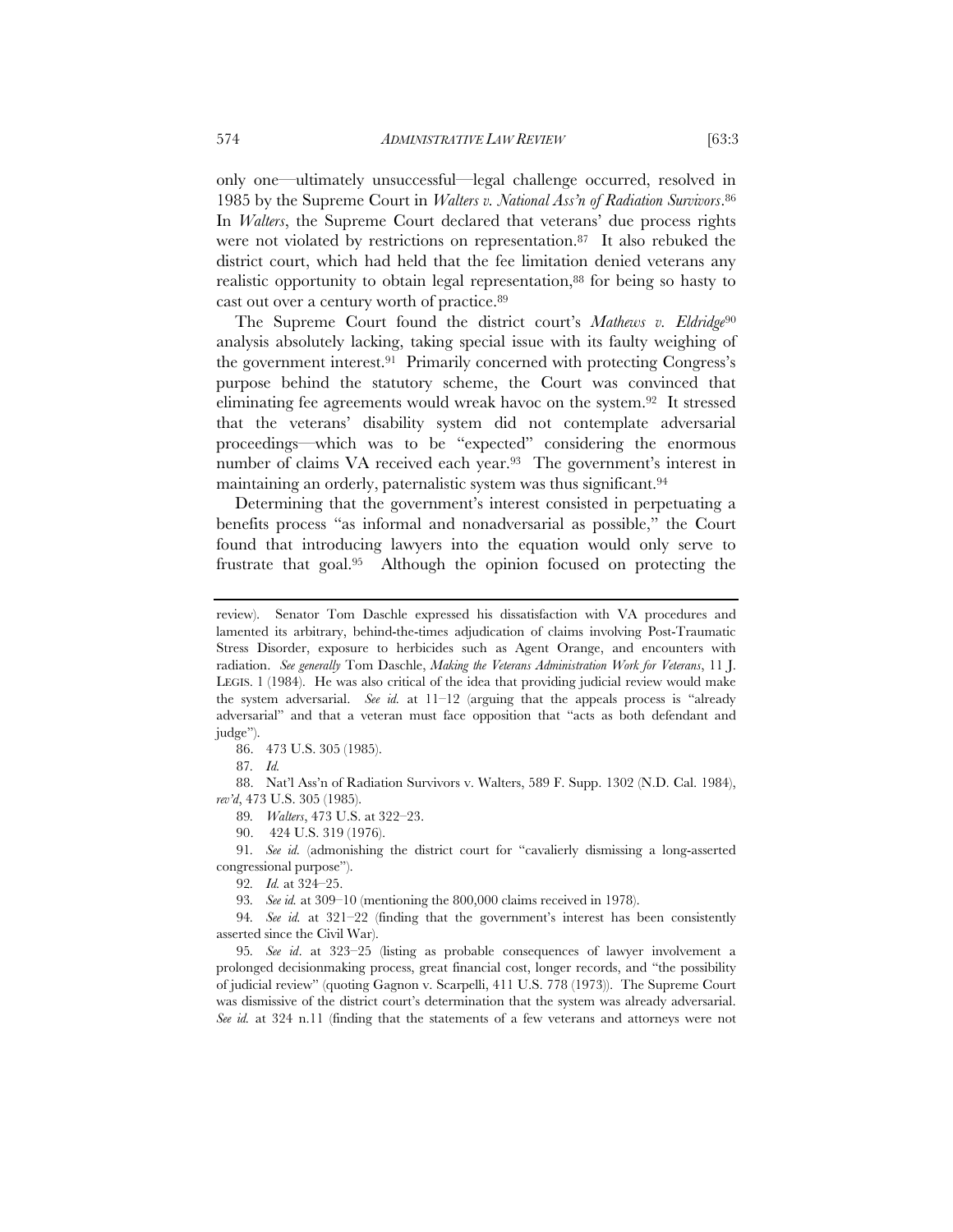only one—ultimately unsuccessful—legal challenge occurred, resolved in 1985 by the Supreme Court in *Walters v. National Ass'n of Radiation Survivors*.[86] In *Walters*, the Supreme Court declared that veterans' due process rights were not violated by restrictions on representation.[87] It also rebuked the district court, which had held that the fee limitation denied veterans any realistic opportunity to obtain legal representation,[88] for being so hasty to cast out over a century worth of practice.[89]

The Supreme Court found the district court's *Mathews v. Eldridge*[90] analysis absolutely lacking, taking special issue with its faulty weighing of the government interest.[91] Primarily concerned with protecting Congress's purpose behind the statutory scheme, the Court was convinced that eliminating fee agreements would wreak havoc on the system.[92] It stressed that the veterans' disability system did not contemplate adversarial proceedings—which was to be "expected" considering the enormous number of claims VA received each year.[93] The government's interest in maintaining an orderly, paternalistic system was thus significant.[94]

Determining that the government's interest consisted in perpetuating a benefits process "as informal and nonadversarial as possible," the Court found that introducing lawyers into the equation would only serve to frustrate that goal.[95] Although the opinion focused on protecting the

---

review). Senator Tom Daschle expressed his dissatisfaction with VA procedures and lamented its arbitrary, behind-the-times adjudication of claims involving Post-Traumatic Stress Disorder, exposure to herbicides such as Agent Orange, and encounters with radiation. *See generally* Tom Daschle, *Making the Veterans Administration Work for Veterans*, 11 J. LEGIS. 1 (1984). He was also critical of the idea that providing judicial review would make the system adversarial. *See id.* at 11–12 (arguing that the appeals process is "already adversarial" and that a veteran must face opposition that "acts as both defendant and judge").

86. 473 U.S. 305 (1985).

87. *Id.*

88. Nat'l Ass'n of Radiation Survivors v. Walters, 589 F. Supp. 1302 (N.D. Cal. 1984), *rev'd*, 473 U.S. 305 (1985).

89. *Walters*, 473 U.S. at 322–23.

90. 424 U.S. 319 (1976).

91. *See id.* (admonishing the district court for "cavalierly dismissing a long-asserted congressional purpose").

92. *Id.* at 324–25.

93. *See id.* at 309–10 (mentioning the 800,000 claims received in 1978).

94. *See id.* at 321–22 (finding that the government's interest has been consistently asserted since the Civil War).

95. *See id*. at 323–25 (listing as probable consequences of lawyer involvement a prolonged decisionmaking process, great financial cost, longer records, and "the possibility of judicial review" (quoting Gagnon v. Scarpelli, 411 U.S. 778 (1973)). The Supreme Court was dismissive of the district court's determination that the system was already adversarial. *See id.* at 324 n.11 (finding that the statements of a few veterans and attorneys were not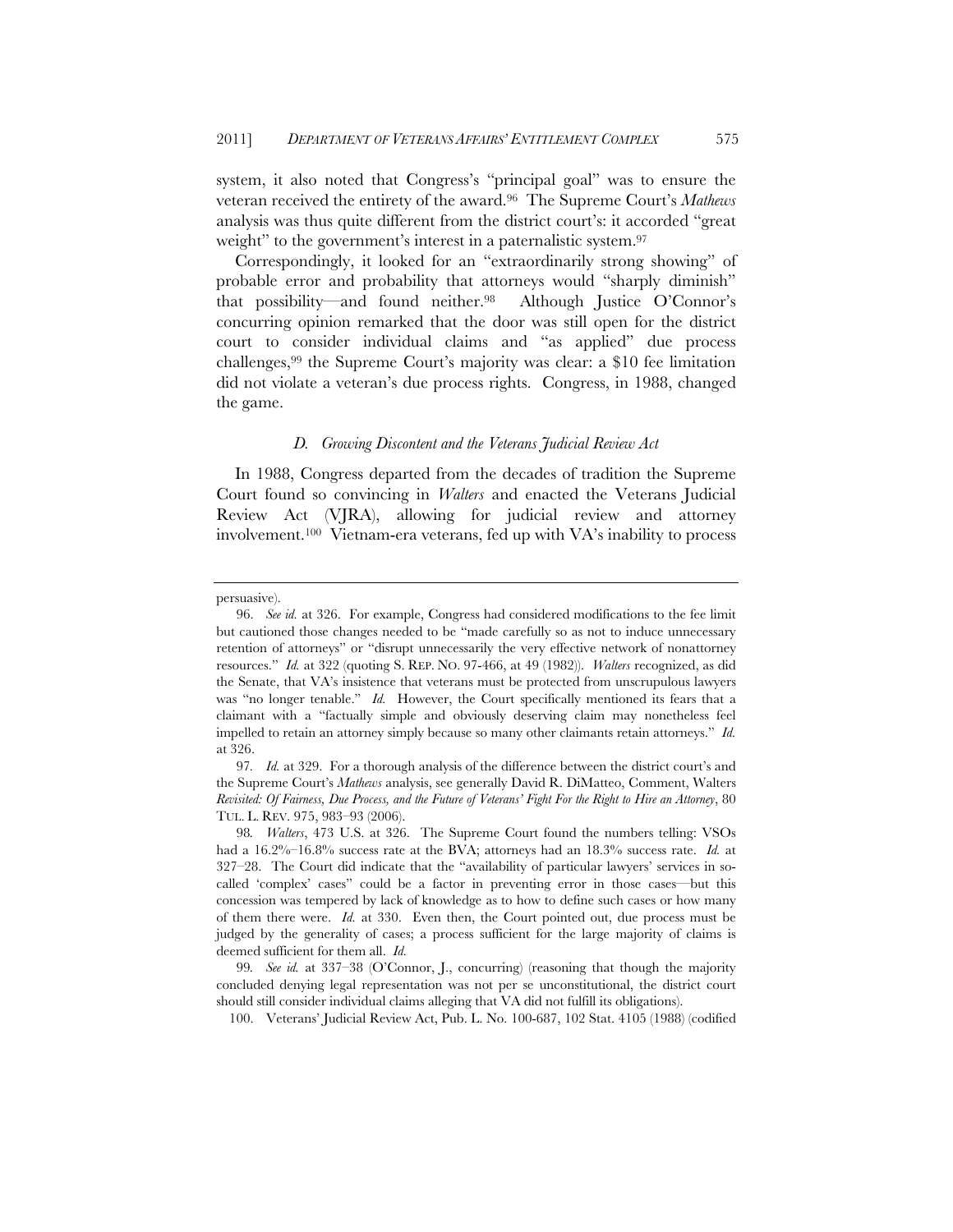system, it also noted that Congress's "principal goal" was to ensure the veteran received the entirety of the award.[96] The Supreme Court's *Mathews* analysis was thus quite different from the district court's: it accorded "great weight" to the government's interest in a paternalistic system.[97]

Correspondingly, it looked for an "extraordinarily strong showing" of probable error and probability that attorneys would "sharply diminish" that possibility—and found neither.[98] Although Justice O'Connor's concurring opinion remarked that the door was still open for the district court to consider individual claims and "as applied" due process challenges,[99] the Supreme Court's majority was clear: a $10 fee limitation did not violate a veteran's due process rights. Congress, in 1988, changed the game.

### *D. Growing Discontent and the Veterans Judicial Review Act*

In 1988, Congress departed from the decades of tradition the Supreme Court found so convincing in *Walters* and enacted the Veterans Judicial Review Act (VJRA), allowing for judicial review and attorney involvement.[100] Vietnam-era veterans, fed up with VA's inability to process

---

persuasive).

96. *See id.* at 326. For example, Congress had considered modifications to the fee limit but cautioned those changes needed to be "made carefully so as not to induce unnecessary retention of attorneys" or "disrupt unnecessarily the very effective network of nonattorney resources." *Id.* at 322 (quoting S. REP. NO. 97-466, at 49 (1982)). *Walters* recognized, as did the Senate, that VA's insistence that veterans must be protected from unscrupulous lawyers was "no longer tenable." *Id.* However, the Court specifically mentioned its fears that a claimant with a "factually simple and obviously deserving claim may nonetheless feel impelled to retain an attorney simply because so many other claimants retain attorneys." *Id.* at 326.

97. *Id.* at 329. For a thorough analysis of the difference between the district court's and the Supreme Court's *Mathews* analysis, see generally David R. DiMatteo, Comment, Walters *Revisited: Of Fairness, Due Process, and the Future of Veterans' Fight For the Right to Hire an Attorney*, 80 TUL. L. REV. 975, 983–93 (2006).

98. *Walters*, 473 U.S. at 326. The Supreme Court found the numbers telling: VSOs had a 16.2%–16.8% success rate at the BVA; attorneys had an 18.3% success rate. *Id.* at 327–28. The Court did indicate that the "availability of particular lawyers' services in so-called 'complex' cases" could be a factor in preventing error in those cases—but this concession was tempered by lack of knowledge as to how to define such cases or how many of them there were. *Id.* at 330. Even then, the Court pointed out, due process must be judged by the generality of cases; a process sufficient for the large majority of claims is deemed sufficient for them all. *Id.*

99. *See id.* at 337–38 (O'Connor, J., concurring) (reasoning that though the majority concluded denying legal representation was not per se unconstitutional, the district court should still consider individual claims alleging that VA did not fulfill its obligations).

100. Veterans' Judicial Review Act, Pub. L. No. 100-687, 102 Stat. 4105 (1988) (codified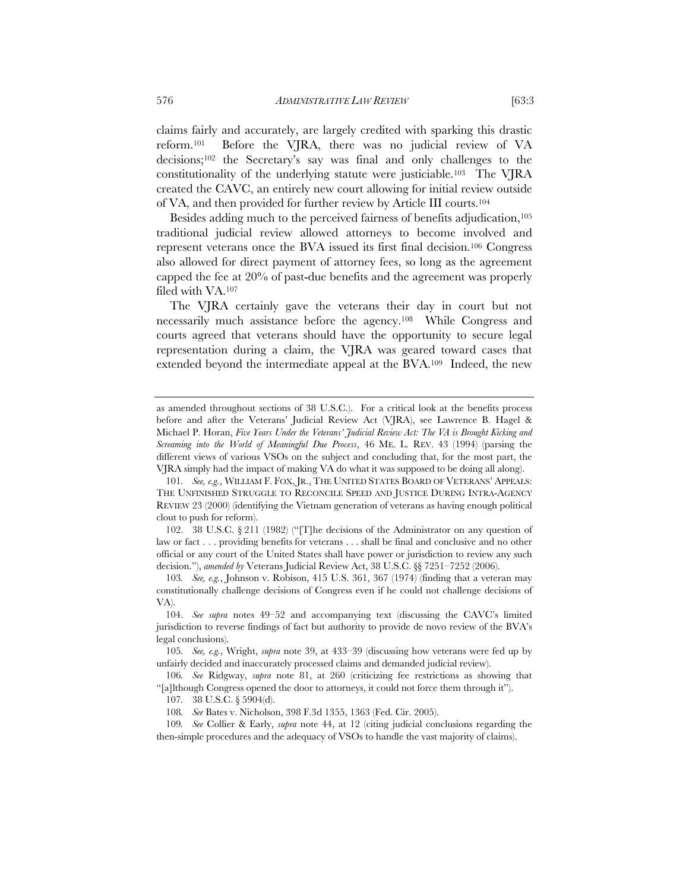claims fairly and accurately, are largely credited with sparking this drastic reform.[101] Before the VJRA, there was no judicial review of VA decisions;[102] the Secretary's say was final and only challenges to the constitutionality of the underlying statute were justiciable.[103] The VJRA created the CAVC, an entirely new court allowing for initial review outside of VA, and then provided for further review by Article III courts.[104]

Besides adding much to the perceived fairness of benefits adjudication,[105] traditional judicial review allowed attorneys to become involved and represent veterans once the BVA issued its first final decision.[106] Congress also allowed for direct payment of attorney fees, so long as the agreement capped the fee at 20% of past-due benefits and the agreement was properly filed with VA.[107]

The VJRA certainly gave the veterans their day in court but not necessarily much assistance before the agency.[108] While Congress and courts agreed that veterans should have the opportunity to secure legal representation during a claim, the VJRA was geared toward cases that extended beyond the intermediate appeal at the BVA.[109] Indeed, the new

---

as amended throughout sections of 38 U.S.C.). For a critical look at the benefits process before and after the Veterans' Judicial Review Act (VJRA), see Lawrence B. Hagel & Michael P. Horan, *Five Years Under the Veterans' Judicial Review Act: The VA is Brought Kicking and Screaming into the World of Meaningful Due Process*, 46 ME. L. REV. 43 (1994) (parsing the different views of various VSOs on the subject and concluding that, for the most part, the VJRA simply had the impact of making VA do what it was supposed to be doing all along).

101. *See, e.g.*, WILLIAM F. FOX, JR., THE UNITED STATES BOARD OF VETERANS' APPEALS: THE UNFINISHED STRUGGLE TO RECONCILE SPEED AND JUSTICE DURING INTRA-AGENCY REVIEW 23 (2000) (identifying the Vietnam generation of veterans as having enough political clout to push for reform).

102. 38 U.S.C. § 211 (1982) ("[T]he decisions of the Administrator on any question of law or fact . . . providing benefits for veterans . . . shall be final and conclusive and no other official or any court of the United States shall have power or jurisdiction to review any such decision."), *amended by* Veterans Judicial Review Act, 38 U.S.C. §§ 7251–7252 (2006).

103. *See, e.g.*, Johnson v. Robison, 415 U.S. 361, 367 (1974) (finding that a veteran may constitutionally challenge decisions of Congress even if he could not challenge decisions of VA).

104. *See supra* notes 49–52 and accompanying text (discussing the CAVC's limited jurisdiction to reverse findings of fact but authority to provide de novo review of the BVA's legal conclusions).

105. *See, e.g.*, Wright, *supra* note 39, at 433–39 (discussing how veterans were fed up by unfairly decided and inaccurately processed claims and demanded judicial review).

106. *See* Ridgway, *supra* note 81, at 260 (criticizing fee restrictions as showing that "[a]lthough Congress opened the door to attorneys, it could not force them through it").

107. 38 U.S.C. § 5904(d).

108. *See* Bates v. Nicholson, 398 F.3d 1355, 1363 (Fed. Cir. 2005).

109. *See* Collier & Early, *supra* note 44, at 12 (citing judicial conclusions regarding the then-simple procedures and the adequacy of VSOs to handle the vast majority of claims).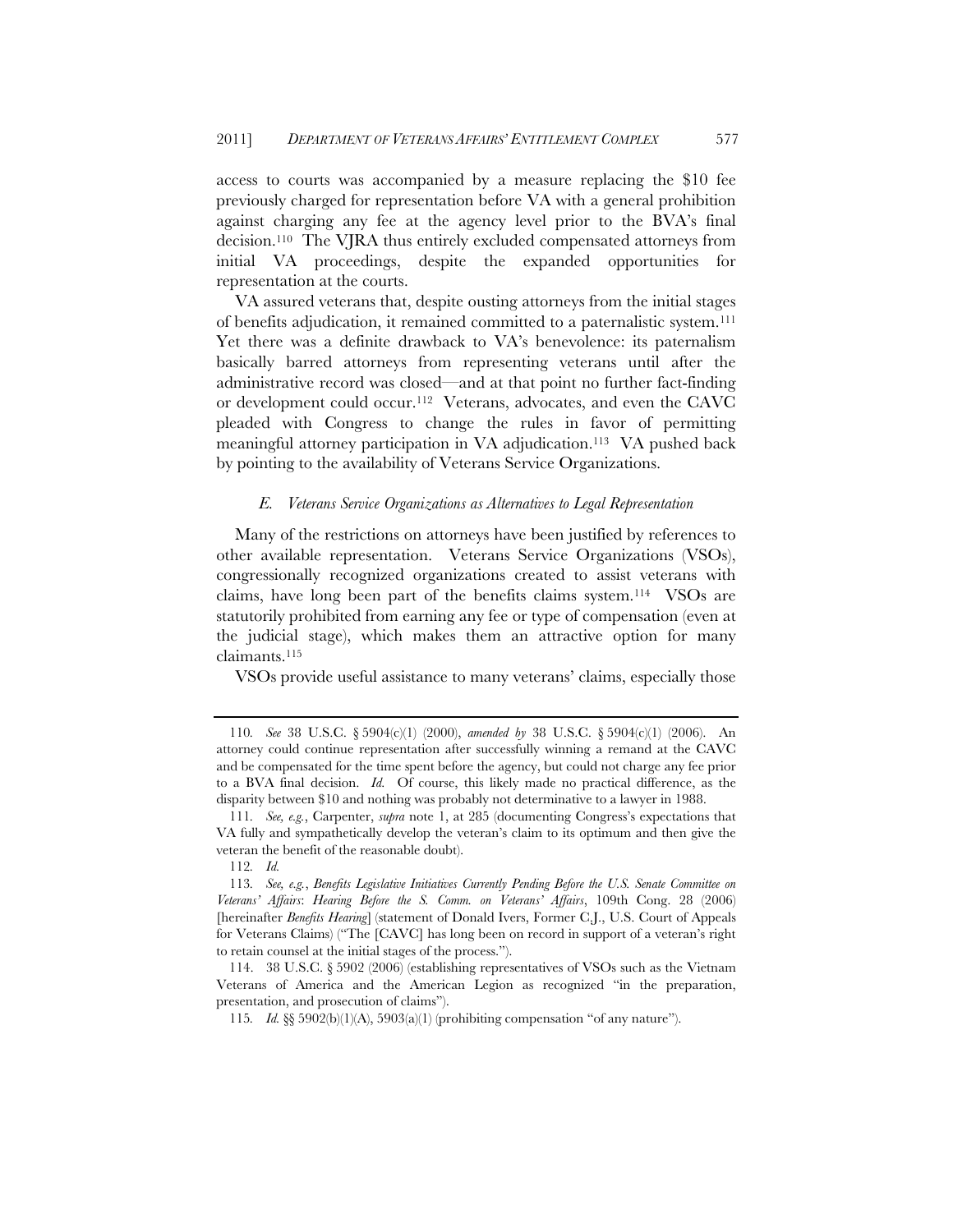access to courts was accompanied by a measure replacing the $10 fee previously charged for representation before VA with a general prohibition against charging any fee at the agency level prior to the BVA's final decision.[110] The VJRA thus entirely excluded compensated attorneys from initial VA proceedings, despite the expanded opportunities for representation at the courts.

VA assured veterans that, despite ousting attorneys from the initial stages of benefits adjudication, it remained committed to a paternalistic system.[111] Yet there was a definite drawback to VA's benevolence: its paternalism basically barred attorneys from representing veterans until after the administrative record was closed—and at that point no further fact-finding or development could occur.[112] Veterans, advocates, and even the CAVC pleaded with Congress to change the rules in favor of permitting meaningful attorney participation in VA adjudication.[113] VA pushed back by pointing to the availability of Veterans Service Organizations.

### *E. Veterans Service Organizations as Alternatives to Legal Representation*

Many of the restrictions on attorneys have been justified by references to other available representation. Veterans Service Organizations (VSOs), congressionally recognized organizations created to assist veterans with claims, have long been part of the benefits claims system.[114] VSOs are statutorily prohibited from earning any fee or type of compensation (even at the judicial stage), which makes them an attractive option for many claimants.[115]

VSOs provide useful assistance to many veterans' claims, especially those

---

110. *See* 38 U.S.C. § 5904(c)(1) (2000), *amended by* 38 U.S.C. § 5904(c)(1) (2006). An attorney could continue representation after successfully winning a remand at the CAVC and be compensated for the time spent before the agency, but could not charge any fee prior to a BVA final decision. *Id.* Of course, this likely made no practical difference, as the disparity between $10 and nothing was probably not determinative to a lawyer in 1988.

111. *See, e.g.*, Carpenter, *supra* note 1, at 285 (documenting Congress's expectations that VA fully and sympathetically develop the veteran's claim to its optimum and then give the veteran the benefit of the reasonable doubt).

112. *Id.*

113. *See, e.g.*, *Benefits Legislative Initiatives Currently Pending Before the U.S. Senate Committee on Veterans' Affairs*: *Hearing Before the S. Comm. on Veterans' Affairs*, 109th Cong. 28 (2006) [hereinafter *Benefits Hearing*] (statement of Donald Ivers, Former C.J., U.S. Court of Appeals for Veterans Claims) ("The [CAVC] has long been on record in support of a veteran's right to retain counsel at the initial stages of the process.").

114. 38 U.S.C. § 5902 (2006) (establishing representatives of VSOs such as the Vietnam Veterans of America and the American Legion as recognized "in the preparation, presentation, and prosecution of claims").

115. *Id.* §§ 5902(b)(1)(A), 5903(a)(1) (prohibiting compensation "of any nature").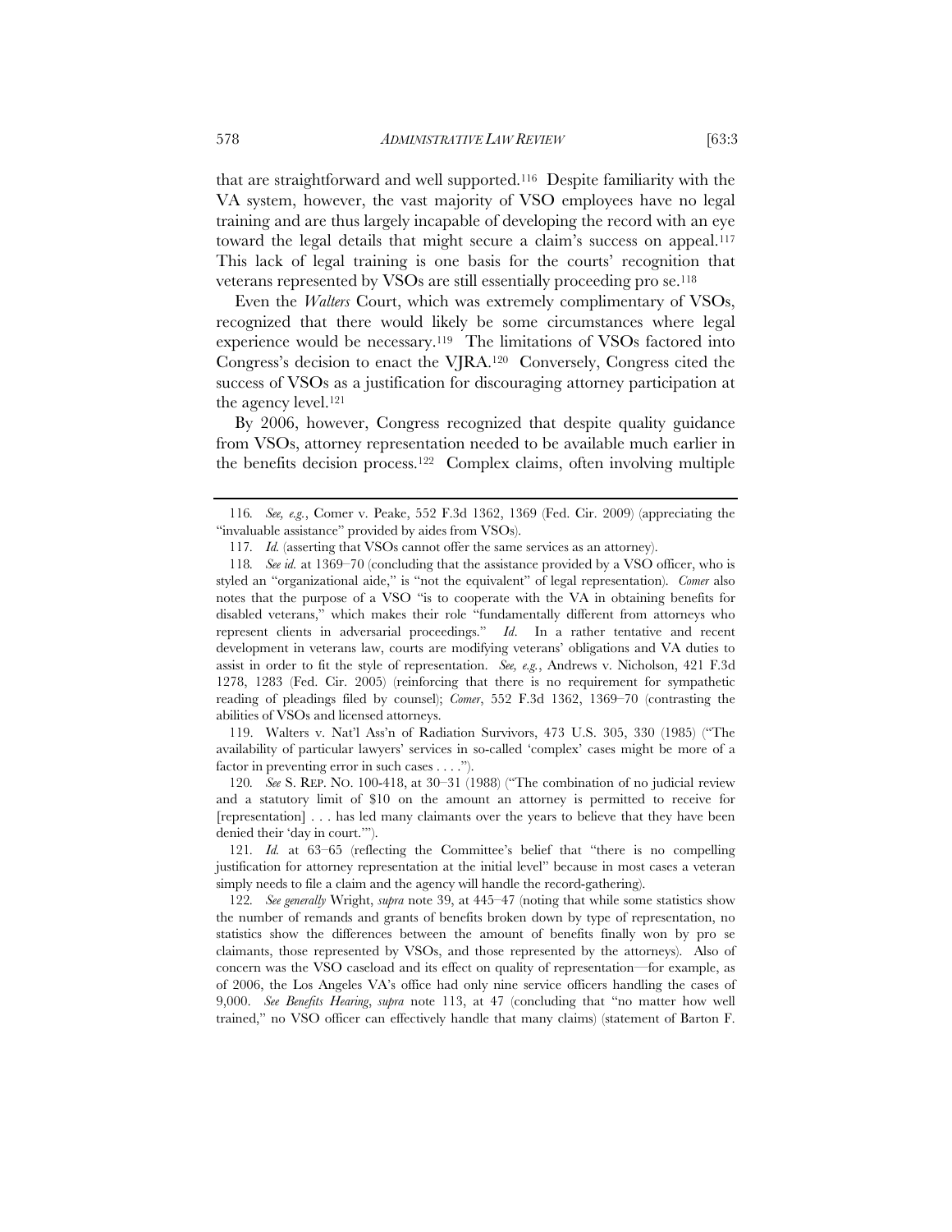that are straightforward and well supported.[116] Despite familiarity with the VA system, however, the vast majority of VSO employees have no legal training and are thus largely incapable of developing the record with an eye toward the legal details that might secure a claim's success on appeal.[117] This lack of legal training is one basis for the courts' recognition that veterans represented by VSOs are still essentially proceeding pro se.[118]

Even the *Walters* Court, which was extremely complimentary of VSOs, recognized that there would likely be some circumstances where legal experience would be necessary.[119] The limitations of VSOs factored into Congress's decision to enact the VJRA.[120] Conversely, Congress cited the success of VSOs as a justification for discouraging attorney participation at the agency level.[121]

By 2006, however, Congress recognized that despite quality guidance from VSOs, attorney representation needed to be available much earlier in the benefits decision process.[122] Complex claims, often involving multiple

---

116. *See, e.g.*, Comer v. Peake, 552 F.3d 1362, 1369 (Fed. Cir. 2009) (appreciating the "invaluable assistance" provided by aides from VSOs).

117. *Id.* (asserting that VSOs cannot offer the same services as an attorney).

118. *See id.* at 1369–70 (concluding that the assistance provided by a VSO officer, who is styled an "organizational aide," is "not the equivalent" of legal representation). *Comer* also notes that the purpose of a VSO "is to cooperate with the VA in obtaining benefits for disabled veterans," which makes their role "fundamentally different from attorneys who represent clients in adversarial proceedings." *Id*. In a rather tentative and recent development in veterans law, courts are modifying veterans' obligations and VA duties to assist in order to fit the style of representation. *See, e.g.*, Andrews v. Nicholson, 421 F.3d 1278, 1283 (Fed. Cir. 2005) (reinforcing that there is no requirement for sympathetic reading of pleadings filed by counsel); *Comer*, 552 F.3d 1362, 1369–70 (contrasting the abilities of VSOs and licensed attorneys.

119. Walters v. Nat'l Ass'n of Radiation Survivors, 473 U.S. 305, 330 (1985) ("The availability of particular lawyers' services in so-called 'complex' cases might be more of a factor in preventing error in such cases . . . .").

120. *See* S. REP. NO. 100-418, at 30–31 (1988) ("The combination of no judicial review and a statutory limit of $10 on the amount an attorney is permitted to receive for [representation] . . . has led many claimants over the years to believe that they have been denied their 'day in court.'").

121. *Id.* at 63–65 (reflecting the Committee's belief that "there is no compelling justification for attorney representation at the initial level" because in most cases a veteran simply needs to file a claim and the agency will handle the record-gathering).

122. *See generally* Wright, *supra* note 39, at 445–47 (noting that while some statistics show the number of remands and grants of benefits broken down by type of representation, no statistics show the differences between the amount of benefits finally won by pro se claimants, those represented by VSOs, and those represented by the attorneys). Also of concern was the VSO caseload and its effect on quality of representation—for example, as of 2006, the Los Angeles VA's office had only nine service officers handling the cases of 9,000. *See Benefits Hearing*, *supra* note 113, at 47 (concluding that "no matter how well trained," no VSO officer can effectively handle that many claims) (statement of Barton F.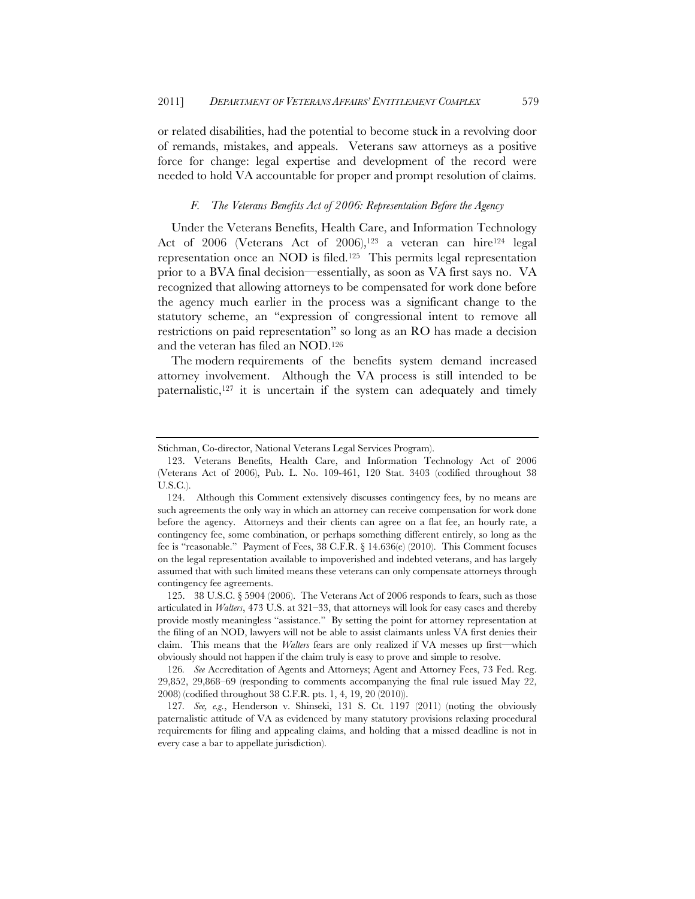or related disabilities, had the potential to become stuck in a revolving door of remands, mistakes, and appeals. Veterans saw attorneys as a positive force for change: legal expertise and development of the record were needed to hold VA accountable for proper and prompt resolution of claims.

### *F. The Veterans Benefits Act of 2006: Representation Before the Agency*

Under the Veterans Benefits, Health Care, and Information Technology Act of 2006 (Veterans Act of 2006),[123] a veteran can hire[124] legal representation once an NOD is filed.[125] This permits legal representation prior to a BVA final decision—essentially, as soon as VA first says no. VA recognized that allowing attorneys to be compensated for work done before the agency much earlier in the process was a significant change to the statutory scheme, an "expression of congressional intent to remove all restrictions on paid representation" so long as an RO has made a decision and the veteran has filed an NOD.[126]

The modern requirements of the benefits system demand increased attorney involvement. Although the VA process is still intended to be paternalistic,[127] it is uncertain if the system can adequately and timely

---

Stichman, Co-director, National Veterans Legal Services Program).

123. Veterans Benefits, Health Care, and Information Technology Act of 2006 (Veterans Act of 2006), Pub. L. No. 109-461, 120 Stat. 3403 (codified throughout 38 U.S.C.).

124. Although this Comment extensively discusses contingency fees, by no means are such agreements the only way in which an attorney can receive compensation for work done before the agency. Attorneys and their clients can agree on a flat fee, an hourly rate, a contingency fee, some combination, or perhaps something different entirely, so long as the fee is "reasonable." Payment of Fees, 38 C.F.R. § 14.636(e) (2010). This Comment focuses on the legal representation available to impoverished and indebted veterans, and has largely assumed that with such limited means these veterans can only compensate attorneys through contingency fee agreements.

125. 38 U.S.C. § 5904 (2006). The Veterans Act of 2006 responds to fears, such as those articulated in *Walters*, 473 U.S. at 321–33, that attorneys will look for easy cases and thereby provide mostly meaningless "assistance." By setting the point for attorney representation at the filing of an NOD, lawyers will not be able to assist claimants unless VA first denies their claim. This means that the *Walters* fears are only realized if VA messes up first—which obviously should not happen if the claim truly is easy to prove and simple to resolve.

126. *See* Accreditation of Agents and Attorneys; Agent and Attorney Fees, 73 Fed. Reg. 29,852, 29,868–69 (responding to comments accompanying the final rule issued May 22, 2008) (codified throughout 38 C.F.R. pts. 1, 4, 19, 20 (2010)).

127. *See, e.g.*, Henderson v. Shinseki, 131 S. Ct. 1197 (2011) (noting the obviously paternalistic attitude of VA as evidenced by many statutory provisions relaxing procedural requirements for filing and appealing claims, and holding that a missed deadline is not in every case a bar to appellate jurisdiction).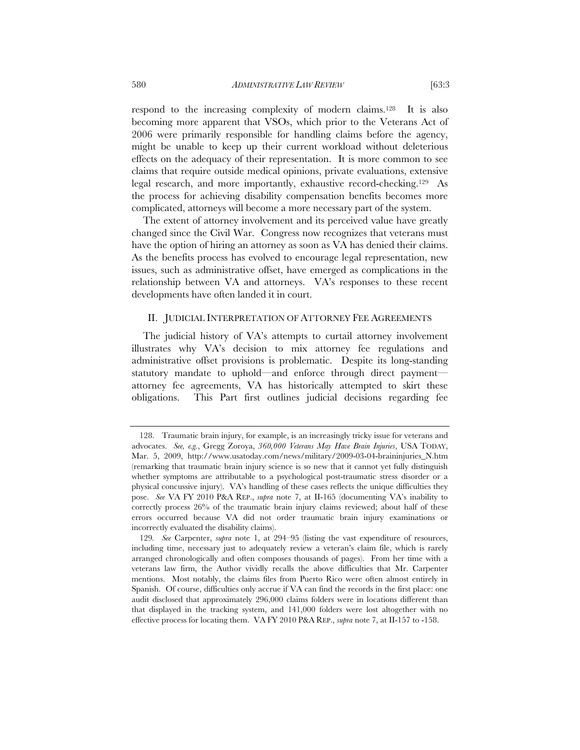respond to the increasing complexity of modern claims.[128] It is also becoming more apparent that VSOs, which prior to the Veterans Act of 2006 were primarily responsible for handling claims before the agency, might be unable to keep up their current workload without deleterious effects on the adequacy of their representation. It is more common to see claims that require outside medical opinions, private evaluations, extensive legal research, and more importantly, exhaustive record-checking.[129] As the process for achieving disability compensation benefits becomes more complicated, attorneys will become a more necessary part of the system.

The extent of attorney involvement and its perceived value have greatly changed since the Civil War. Congress now recognizes that veterans must have the option of hiring an attorney as soon as VA has denied their claims. As the benefits process has evolved to encourage legal representation, new issues, such as administrative offset, have emerged as complications in the relationship between VA and attorneys. VA's responses to these recent developments have often landed it in court.

## II. JUDICIAL INTERPRETATION OF ATTORNEY FEE AGREEMENTS

The judicial history of VA's attempts to curtail attorney involvement illustrates why VA's decision to mix attorney fee regulations and administrative offset provisions is problematic. Despite its long-standing statutory mandate to uphold—and enforce through direct payment—attorney fee agreements, VA has historically attempted to skirt these obligations. This Part first outlines judicial decisions regarding fee

---

128. Traumatic brain injury, for example, is an increasingly tricky issue for veterans and advocates. *See, e.g.*, Gregg Zoroya, *360,000 Veterans May Have Brain Injuries*, USA TODAY, Mar. 5, 2009, http://www.usatoday.com/news/military/2009-03-04-braininjuries_N.htm (remarking that traumatic brain injury science is so new that it cannot yet fully distinguish whether symptoms are attributable to a psychological post-traumatic stress disorder or a physical concussive injury). VA's handling of these cases reflects the unique difficulties they pose. *See* VA FY 2010 P&A REP., *supra* note 7, at II-165 (documenting VA's inability to correctly process 26% of the traumatic brain injury claims reviewed; about half of these errors occurred because VA did not order traumatic brain injury examinations or incorrectly evaluated the disability claims).

129. *See* Carpenter, *supra* note 1, at 294–95 (listing the vast expenditure of resources, including time, necessary just to adequately review a veteran's claim file, which is rarely arranged chronologically and often composes thousands of pages). From her time with a veterans law firm, the Author vividly recalls the above difficulties that Mr. Carpenter mentions. Most notably, the claims files from Puerto Rico were often almost entirely in Spanish. Of course, difficulties only accrue if VA can find the records in the first place: one audit disclosed that approximately 296,000 claims folders were in locations different than that displayed in the tracking system, and 141,000 folders were lost altogether with no effective process for locating them. VA FY 2010 P&A REP., *supra* note 7, at II-157 to -158.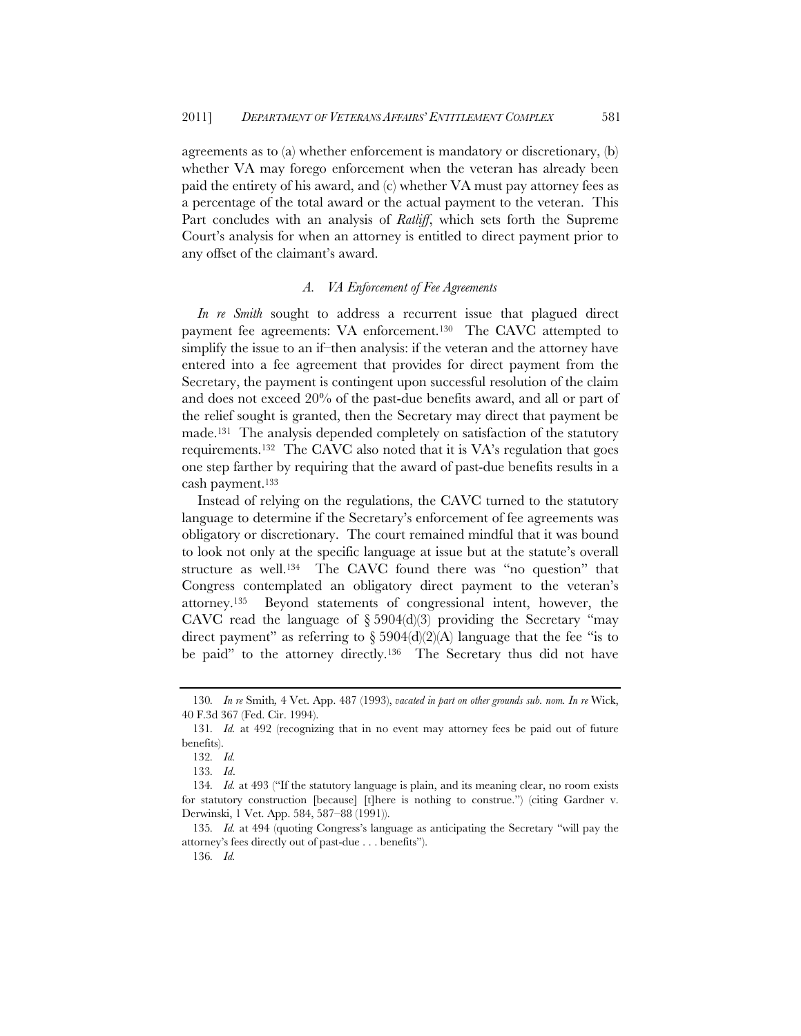agreements as to (a) whether enforcement is mandatory or discretionary, (b) whether VA may forego enforcement when the veteran has already been paid the entirety of his award, and (c) whether VA must pay attorney fees as a percentage of the total award or the actual payment to the veteran. This Part concludes with an analysis of *Ratliff*, which sets forth the Supreme Court's analysis for when an attorney is entitled to direct payment prior to any offset of the claimant's award.

### *A. VA Enforcement of Fee Agreements*

*In re Smith* sought to address a recurrent issue that plagued direct payment fee agreements: VA enforcement.[130] The CAVC attempted to simplify the issue to an if–then analysis: if the veteran and the attorney have entered into a fee agreement that provides for direct payment from the Secretary, the payment is contingent upon successful resolution of the claim and does not exceed 20% of the past-due benefits award, and all or part of the relief sought is granted, then the Secretary may direct that payment be made.[131] The analysis depended completely on satisfaction of the statutory requirements.[132] The CAVC also noted that it is VA's regulation that goes one step farther by requiring that the award of past-due benefits results in a cash payment.[133]

Instead of relying on the regulations, the CAVC turned to the statutory language to determine if the Secretary's enforcement of fee agreements was obligatory or discretionary. The court remained mindful that it was bound to look not only at the specific language at issue but at the statute's overall structure as well.[134] The CAVC found there was "no question" that Congress contemplated an obligatory direct payment to the veteran's attorney.[135] Beyond statements of congressional intent, however, the CAVC read the language of § 5904(d)(3) providing the Secretary "may direct payment" as referring to § 5904(d)(2)(A) language that the fee "is to be paid" to the attorney directly.[136] The Secretary thus did not have

---

130. *In re* Smith, 4 Vet. App. 487 (1993), *vacated in part on other grounds sub. nom. In re* Wick, 40 F.3d 367 (Fed. Cir. 1994).

131. *Id.* at 492 (recognizing that in no event may attorney fees be paid out of future benefits).

132. *Id.*

133. *Id*.

134. *Id.* at 493 ("If the statutory language is plain, and its meaning clear, no room exists for statutory construction [because] [t]here is nothing to construe.") (citing Gardner v. Derwinski, 1 Vet. App. 584, 587–88 (1991)).

135. *Id.* at 494 (quoting Congress's language as anticipating the Secretary "will pay the attorney's fees directly out of past-due . . . benefits").

136. *Id.*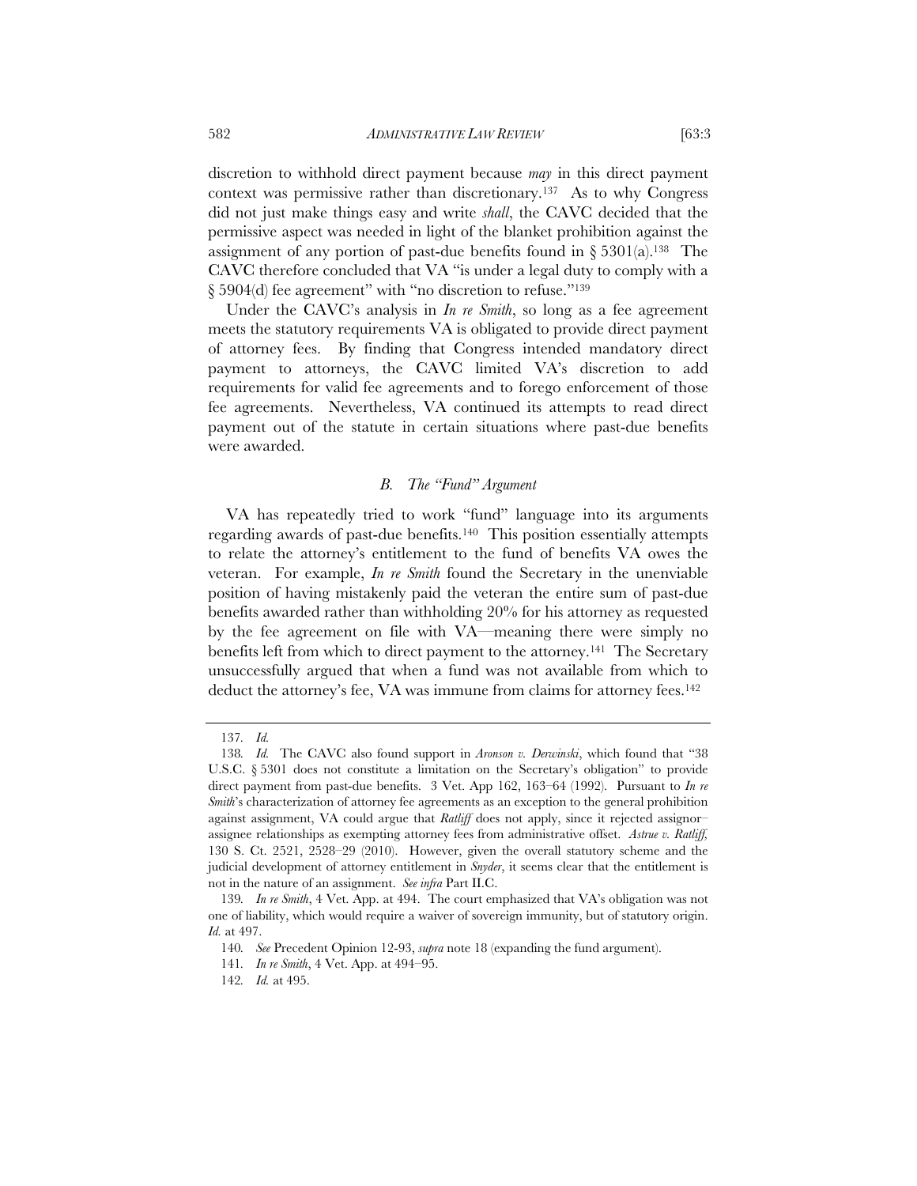discretion to withhold direct payment because *may* in this direct payment context was permissive rather than discretionary.[137] As to why Congress did not just make things easy and write *shall*, the CAVC decided that the permissive aspect was needed in light of the blanket prohibition against the assignment of any portion of past-due benefits found in § 5301(a).[138] The CAVC therefore concluded that VA "is under a legal duty to comply with a § 5904(d) fee agreement" with "no discretion to refuse."[139]

Under the CAVC's analysis in *In re Smith*, so long as a fee agreement meets the statutory requirements VA is obligated to provide direct payment of attorney fees. By finding that Congress intended mandatory direct payment to attorneys, the CAVC limited VA's discretion to add requirements for valid fee agreements and to forego enforcement of those fee agreements. Nevertheless, VA continued its attempts to read direct payment out of the statute in certain situations where past-due benefits were awarded.

### *B. The "Fund" Argument*

VA has repeatedly tried to work "fund" language into its arguments regarding awards of past-due benefits.[140] This position essentially attempts to relate the attorney's entitlement to the fund of benefits VA owes the veteran. For example, *In re Smith* found the Secretary in the unenviable position of having mistakenly paid the veteran the entire sum of past-due benefits awarded rather than withholding 20% for his attorney as requested by the fee agreement on file with VA—meaning there were simply no benefits left from which to direct payment to the attorney.[141] The Secretary unsuccessfully argued that when a fund was not available from which to deduct the attorney's fee, VA was immune from claims for attorney fees.[142]

---

137. *Id.*

138. *Id.* The CAVC also found support in *Aronson v. Derwinski*, which found that "38 U.S.C. § 5301 does not constitute a limitation on the Secretary's obligation" to provide direct payment from past-due benefits. 3 Vet. App 162, 163–64 (1992). Pursuant to *In re Smith*'s characterization of attorney fee agreements as an exception to the general prohibition against assignment, VA could argue that *Ratliff* does not apply, since it rejected assignor–assignee relationships as exempting attorney fees from administrative offset. *Astrue v. Ratliff*, 130 S. Ct. 2521, 2528–29 (2010). However, given the overall statutory scheme and the judicial development of attorney entitlement in *Snyder*, it seems clear that the entitlement is not in the nature of an assignment. *See infra* Part II.C.

139. *In re Smith*, 4 Vet. App. at 494. The court emphasized that VA's obligation was not one of liability, which would require a waiver of sovereign immunity, but of statutory origin. *Id.* at 497.

140. *See* Precedent Opinion 12-93, *supra* note 18 (expanding the fund argument).

141. *In re Smith*, 4 Vet. App. at 494–95.

142. *Id.* at 495.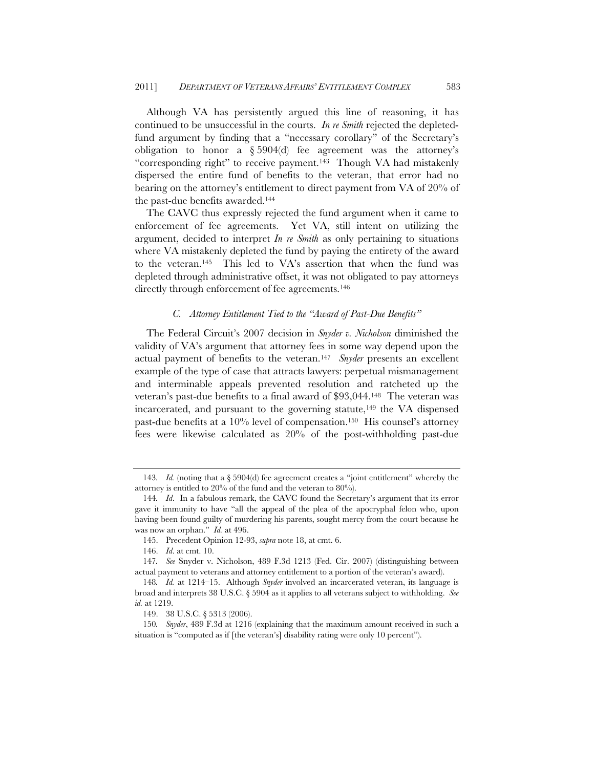Although VA has persistently argued this line of reasoning, it has continued to be unsuccessful in the courts. *In re Smith* rejected the depleted-fund argument by finding that a "necessary corollary" of the Secretary's obligation to honor a § 5904(d) fee agreement was the attorney's "corresponding right" to receive payment.[143] Though VA had mistakenly dispersed the entire fund of benefits to the veteran, that error had no bearing on the attorney's entitlement to direct payment from VA of 20% of the past-due benefits awarded.[144]

The CAVC thus expressly rejected the fund argument when it came to enforcement of fee agreements. Yet VA, still intent on utilizing the argument, decided to interpret *In re Smith* as only pertaining to situations where VA mistakenly depleted the fund by paying the entirety of the award to the veteran.[145] This led to VA's assertion that when the fund was depleted through administrative offset, it was not obligated to pay attorneys directly through enforcement of fee agreements.[146]

### *C. Attorney Entitlement Tied to the "Award of Past-Due Benefits"*

The Federal Circuit's 2007 decision in *Snyder v. Nicholson* diminished the validity of VA's argument that attorney fees in some way depend upon the actual payment of benefits to the veteran.[147] *Snyder* presents an excellent example of the type of case that attracts lawyers: perpetual mismanagement and interminable appeals prevented resolution and ratcheted up the veteran's past-due benefits to a final award of $93,044.[148] The veteran was incarcerated, and pursuant to the governing statute,[149] the VA dispensed past-due benefits at a 10% level of compensation.[150] His counsel's attorney fees were likewise calculated as 20% of the post-withholding past-due

---

143. *Id.* (noting that a § 5904(d) fee agreement creates a "joint entitlement" whereby the attorney is entitled to 20% of the fund and the veteran to 80%).

144. *Id*. In a fabulous remark, the CAVC found the Secretary's argument that its error gave it immunity to have "all the appeal of the plea of the apocryphal felon who, upon having been found guilty of murdering his parents, sought mercy from the court because he was now an orphan." *Id.* at 496.

145. Precedent Opinion 12-93, *supra* note 18, at cmt. 6.

146. *Id*. at cmt. 10.

147. *See* Snyder v. Nicholson, 489 F.3d 1213 (Fed. Cir. 2007) (distinguishing between actual payment to veterans and attorney entitlement to a portion of the veteran's award).

148. *Id.* at 1214–15. Although *Snyder* involved an incarcerated veteran, its language is broad and interprets 38 U.S.C. § 5904 as it applies to all veterans subject to withholding. *See id.* at 1219.

149. 38 U.S.C. § 5313 (2006).

150. *Snyder*, 489 F.3d at 1216 (explaining that the maximum amount received in such a situation is "computed as if [the veteran's] disability rating were only 10 percent").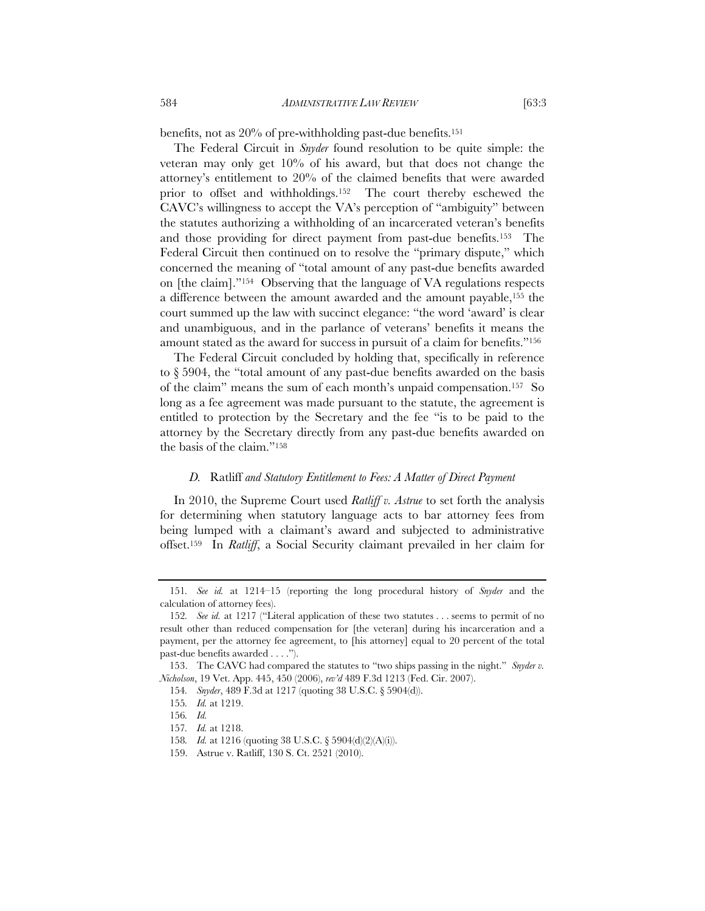benefits, not as 20% of pre-withholding past-due benefits.[151]

The Federal Circuit in *Snyder* found resolution to be quite simple: the veteran may only get 10% of his award, but that does not change the attorney's entitlement to 20% of the claimed benefits that were awarded prior to offset and withholdings.[152] The court thereby eschewed the CAVC's willingness to accept the VA's perception of "ambiguity" between the statutes authorizing a withholding of an incarcerated veteran's benefits and those providing for direct payment from past-due benefits.[153] The Federal Circuit then continued on to resolve the "primary dispute," which concerned the meaning of "total amount of any past-due benefits awarded on [the claim]."[154] Observing that the language of VA regulations respects a difference between the amount awarded and the amount payable,[155] the court summed up the law with succinct elegance: "the word 'award' is clear and unambiguous, and in the parlance of veterans' benefits it means the amount stated as the award for success in pursuit of a claim for benefits."[156]

The Federal Circuit concluded by holding that, specifically in reference to § 5904, the "total amount of any past-due benefits awarded on the basis of the claim" means the sum of each month's unpaid compensation.[157] So long as a fee agreement was made pursuant to the statute, the agreement is entitled to protection by the Secretary and the fee "is to be paid to the attorney by the Secretary directly from any past-due benefits awarded on the basis of the claim."[158]

### *D.* Ratliff *and Statutory Entitlement to Fees: A Matter of Direct Payment*

In 2010, the Supreme Court used *Ratliff v. Astrue* to set forth the analysis for determining when statutory language acts to bar attorney fees from being lumped with a claimant's award and subjected to administrative offset.[159] In *Ratliff*, a Social Security claimant prevailed in her claim for

---

151. *See id.* at 1214–15 (reporting the long procedural history of *Snyder* and the calculation of attorney fees).

152. *See id.* at 1217 ("Literal application of these two statutes . . . seems to permit of no result other than reduced compensation for [the veteran] during his incarceration and a payment, per the attorney fee agreement, to [his attorney] equal to 20 percent of the total past-due benefits awarded . . . .").

153. The CAVC had compared the statutes to "two ships passing in the night." *Snyder v. Nicholson*, 19 Vet. App. 445, 450 (2006), *rev'd* 489 F.3d 1213 (Fed. Cir. 2007).

154. *Snyder*, 489 F.3d at 1217 (quoting 38 U.S.C. § 5904(d)).

155. *Id.* at 1219.

156. *Id.*

157. *Id.* at 1218.

158. *Id.* at 1216 (quoting 38 U.S.C. § 5904(d)(2)(A)(i)).

159. Astrue v. Ratliff, 130 S. Ct. 2521 (2010).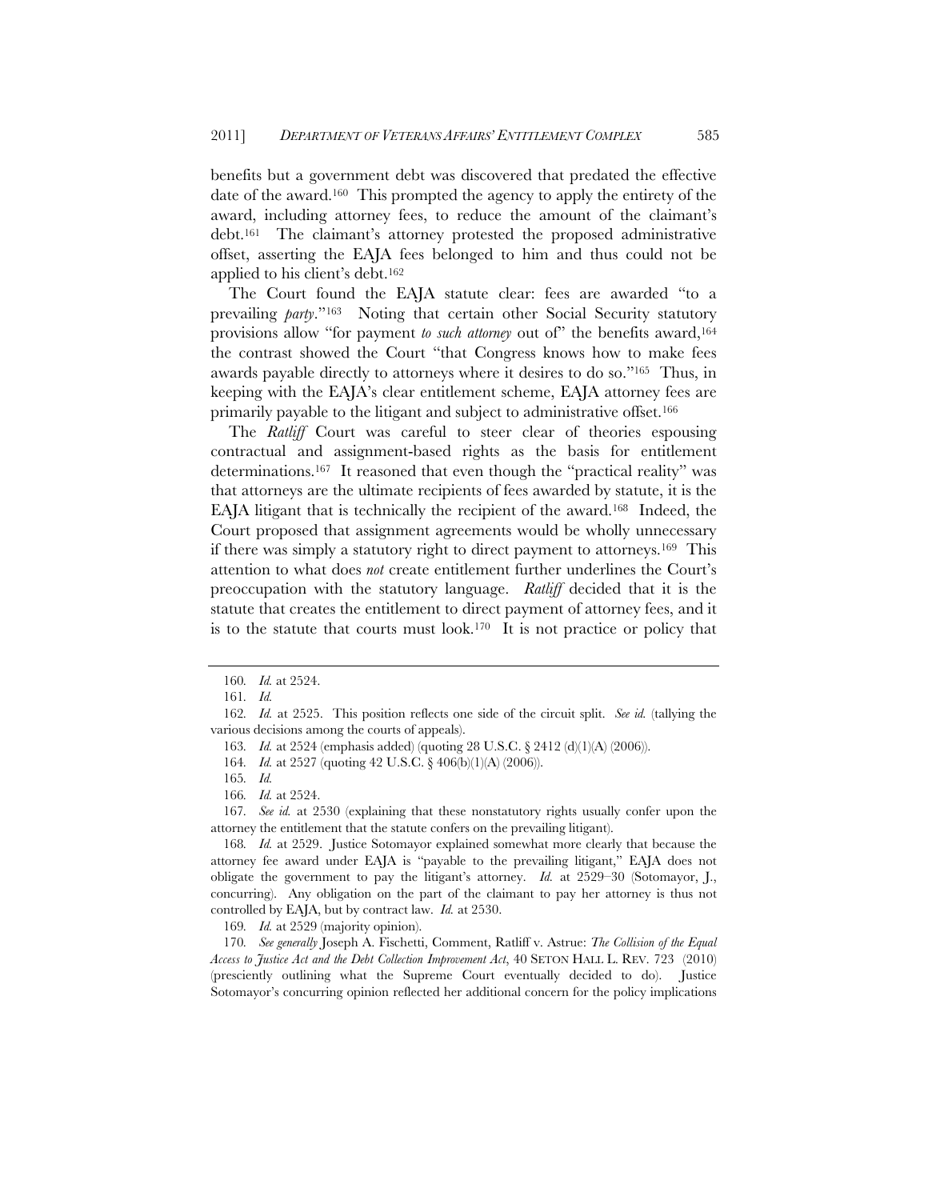benefits but a government debt was discovered that predated the effective date of the award.[160] This prompted the agency to apply the entirety of the award, including attorney fees, to reduce the amount of the claimant's debt.[161] The claimant's attorney protested the proposed administrative offset, asserting the EAJA fees belonged to him and thus could not be applied to his client's debt.[162]

The Court found the EAJA statute clear: fees are awarded "to a prevailing *party*."[163] Noting that certain other Social Security statutory provisions allow "for payment *to such attorney* out of" the benefits award,[164] the contrast showed the Court "that Congress knows how to make fees awards payable directly to attorneys where it desires to do so."[165] Thus, in keeping with the EAJA's clear entitlement scheme, EAJA attorney fees are primarily payable to the litigant and subject to administrative offset.[166]

The *Ratliff* Court was careful to steer clear of theories espousing contractual and assignment-based rights as the basis for entitlement determinations.[167] It reasoned that even though the "practical reality" was that attorneys are the ultimate recipients of fees awarded by statute, it is the EAJA litigant that is technically the recipient of the award.[168] Indeed, the Court proposed that assignment agreements would be wholly unnecessary if there was simply a statutory right to direct payment to attorneys.[169] This attention to what does *not* create entitlement further underlines the Court's preoccupation with the statutory language. *Ratliff* decided that it is the statute that creates the entitlement to direct payment of attorney fees, and it is to the statute that courts must look.[170] It is not practice or policy that

---

160. *Id.* at 2524.

161. *Id.*

162. *Id.* at 2525. This position reflects one side of the circuit split. *See id.* (tallying the various decisions among the courts of appeals).

163. *Id.* at 2524 (emphasis added) (quoting 28 U.S.C. § 2412 (d)(1)(A) (2006)).

164. *Id.* at 2527 (quoting 42 U.S.C. § 406(b)(1)(A) (2006)).

165. *Id.*

166. *Id.* at 2524.

167. *See id.* at 2530 (explaining that these nonstatutory rights usually confer upon the attorney the entitlement that the statute confers on the prevailing litigant).

168. *Id.* at 2529. Justice Sotomayor explained somewhat more clearly that because the attorney fee award under EAJA is "payable to the prevailing litigant," EAJA does not obligate the government to pay the litigant's attorney. *Id.* at 2529–30 (Sotomayor, J., concurring). Any obligation on the part of the claimant to pay her attorney is thus not controlled by EAJA, but by contract law. *Id.* at 2530.

169. *Id.* at 2529 (majority opinion).

170. *See generally* Joseph A. Fischetti, Comment, Ratliff v. Astrue: *The Collision of the Equal Access to Justice Act and the Debt Collection Improvement Act*, 40 SETON HALL L. REV. 723 (2010) (presciently outlining what the Supreme Court eventually decided to do). Justice Sotomayor's concurring opinion reflected her additional concern for the policy implications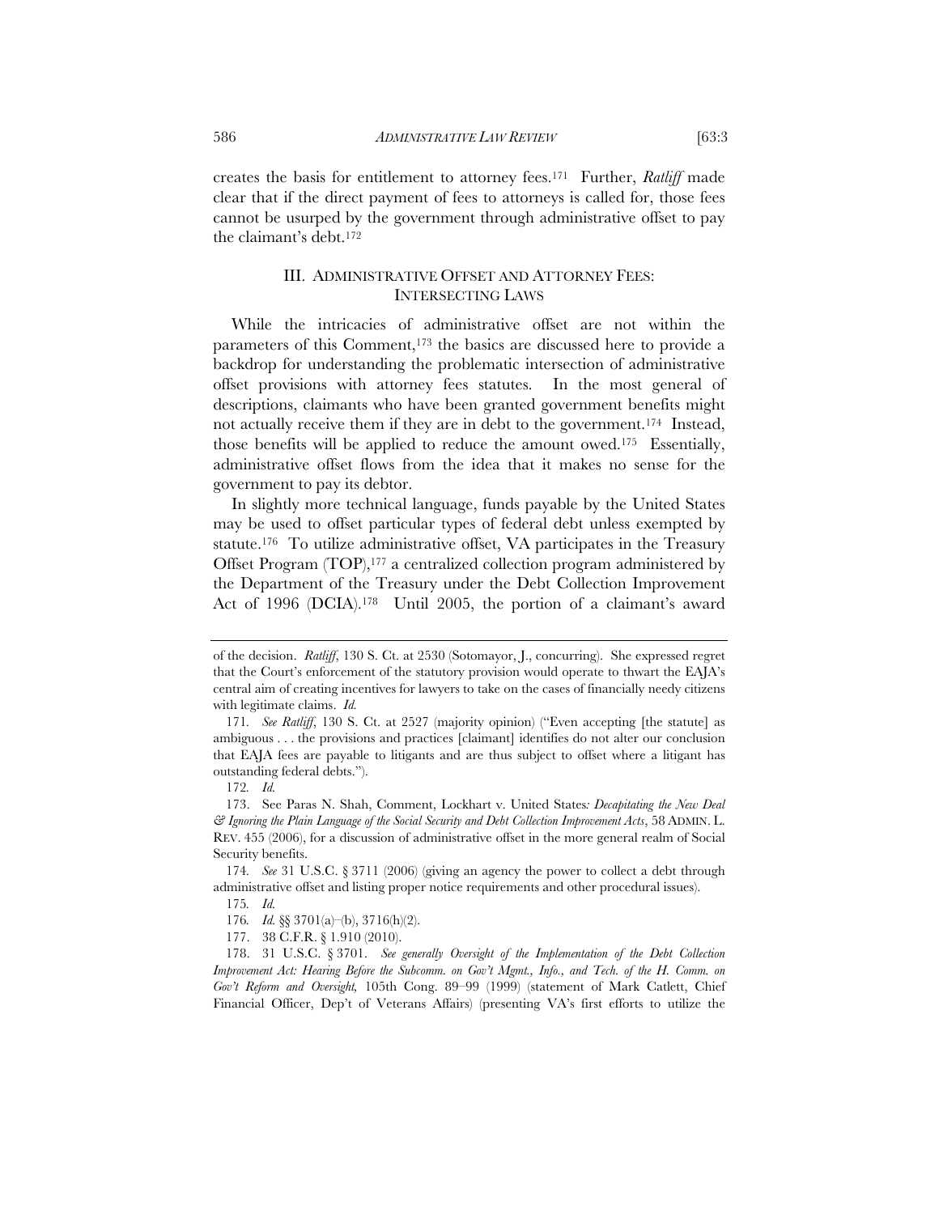creates the basis for entitlement to attorney fees.[171] Further, *Ratliff* made clear that if the direct payment of fees to attorneys is called for, those fees cannot be usurped by the government through administrative offset to pay the claimant's debt.[172]

## III. ADMINISTRATIVE OFFSET AND ATTORNEY FEES: INTERSECTING LAWS

While the intricacies of administrative offset are not within the parameters of this Comment,[173] the basics are discussed here to provide a backdrop for understanding the problematic intersection of administrative offset provisions with attorney fees statutes. In the most general of descriptions, claimants who have been granted government benefits might not actually receive them if they are in debt to the government.[174] Instead, those benefits will be applied to reduce the amount owed.[175] Essentially, administrative offset flows from the idea that it makes no sense for the government to pay its debtor.

In slightly more technical language, funds payable by the United States may be used to offset particular types of federal debt unless exempted by statute.[176] To utilize administrative offset, VA participates in the Treasury Offset Program (TOP),[177] a centralized collection program administered by the Department of the Treasury under the Debt Collection Improvement Act of 1996 (DCIA).[178] Until 2005, the portion of a claimant's award

---

of the decision. *Ratliff*, 130 S. Ct. at 2530 (Sotomayor, J., concurring). She expressed regret that the Court's enforcement of the statutory provision would operate to thwart the EAJA's central aim of creating incentives for lawyers to take on the cases of financially needy citizens with legitimate claims. *Id.*

171. *See Ratliff*, 130 S. Ct. at 2527 (majority opinion) ("Even accepting [the statute] as ambiguous . . . the provisions and practices [claimant] identifies do not alter our conclusion that EAJA fees are payable to litigants and are thus subject to offset where a litigant has outstanding federal debts.").

172. *Id.*

173. See Paras N. Shah, Comment, Lockhart v. United States*: Decapitating the New Deal & Ignoring the Plain Language of the Social Security and Debt Collection Improvement Acts*, 58 ADMIN. L. REV. 455 (2006), for a discussion of administrative offset in the more general realm of Social Security benefits.

174. *See* 31 U.S.C. § 3711 (2006) (giving an agency the power to collect a debt through administrative offset and listing proper notice requirements and other procedural issues).

175. *Id.*

176. *Id.* §§ 3701(a)–(b), 3716(h)(2).

177. 38 C.F.R. § 1.910 (2010).

178. 31 U.S.C. § 3701. *See generally Oversight of the Implementation of the Debt Collection Improvement Act: Hearing Before the Subcomm. on Gov't Mgmt., Info., and Tech. of the H. Comm. on Gov't Reform and Oversight*, 105th Cong. 89–99 (1999) (statement of Mark Catlett, Chief Financial Officer, Dep't of Veterans Affairs) (presenting VA's first efforts to utilize the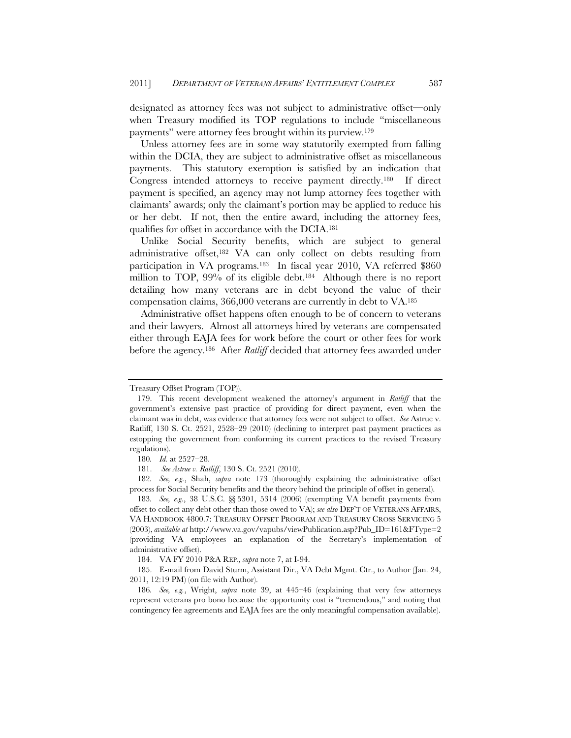designated as attorney fees was not subject to administrative offset—only when Treasury modified its TOP regulations to include "miscellaneous payments" were attorney fees brought within its purview.[179]

Unless attorney fees are in some way statutorily exempted from falling within the DCIA, they are subject to administrative offset as miscellaneous payments. This statutory exemption is satisfied by an indication that Congress intended attorneys to receive payment directly.[180] If direct payment is specified, an agency may not lump attorney fees together with claimants' awards; only the claimant's portion may be applied to reduce his or her debt. If not, then the entire award, including the attorney fees, qualifies for offset in accordance with the DCIA.[181]

Unlike Social Security benefits, which are subject to general administrative offset,[182] VA can only collect on debts resulting from participation in VA programs.[183] In fiscal year 2010, VA referred $860 million to TOP, 99% of its eligible debt.[184] Although there is no report detailing how many veterans are in debt beyond the value of their compensation claims, 366,000 veterans are currently in debt to VA.[185]

Administrative offset happens often enough to be of concern to veterans and their lawyers. Almost all attorneys hired by veterans are compensated either through EAJA fees for work before the court or other fees for work before the agency.[186] After *Ratliff* decided that attorney fees awarded under

---

Treasury Offset Program (TOP)).

179. This recent development weakened the attorney's argument in *Ratliff* that the government's extensive past practice of providing for direct payment, even when the claimant was in debt, was evidence that attorney fees were not subject to offset. *See* Astrue v. Ratliff, 130 S. Ct. 2521, 2528–29 (2010) (declining to interpret past payment practices as estopping the government from conforming its current practices to the revised Treasury regulations).

180. *Id.* at 2527–28.

181. *See Astrue v. Ratliff*, 130 S. Ct. 2521 (2010).

182. *See, e.g.*, Shah, *supra* note 173 (thoroughly explaining the administrative offset process for Social Security benefits and the theory behind the principle of offset in general).

183. *See, e.g.*, 38 U.S.C. §§ 5301, 5314 (2006) (exempting VA benefit payments from offset to collect any debt other than those owed to VA); *see also* DEP'T OF VETERANS AFFAIRS, VA HANDBOOK 4800.7: TREASURY OFFSET PROGRAM AND TREASURY CROSS SERVICING 5 (2003), *available at* http://www.va.gov/vapubs/viewPublication.asp?Pub_ID=161&FType=2 (providing VA employees an explanation of the Secretary's implementation of administrative offset).

184. VA FY 2010 P&A REP., *supra* note 7, at I-94.

185. E-mail from David Sturm, Assistant Dir., VA Debt Mgmt. Ctr., to Author (Jan. 24, 2011, 12:19 PM) (on file with Author).

186. *See, e.g.*, Wright, *supra* note 39, at 445–46 (explaining that very few attorneys represent veterans pro bono because the opportunity cost is "tremendous," and noting that contingency fee agreements and EAJA fees are the only meaningful compensation available).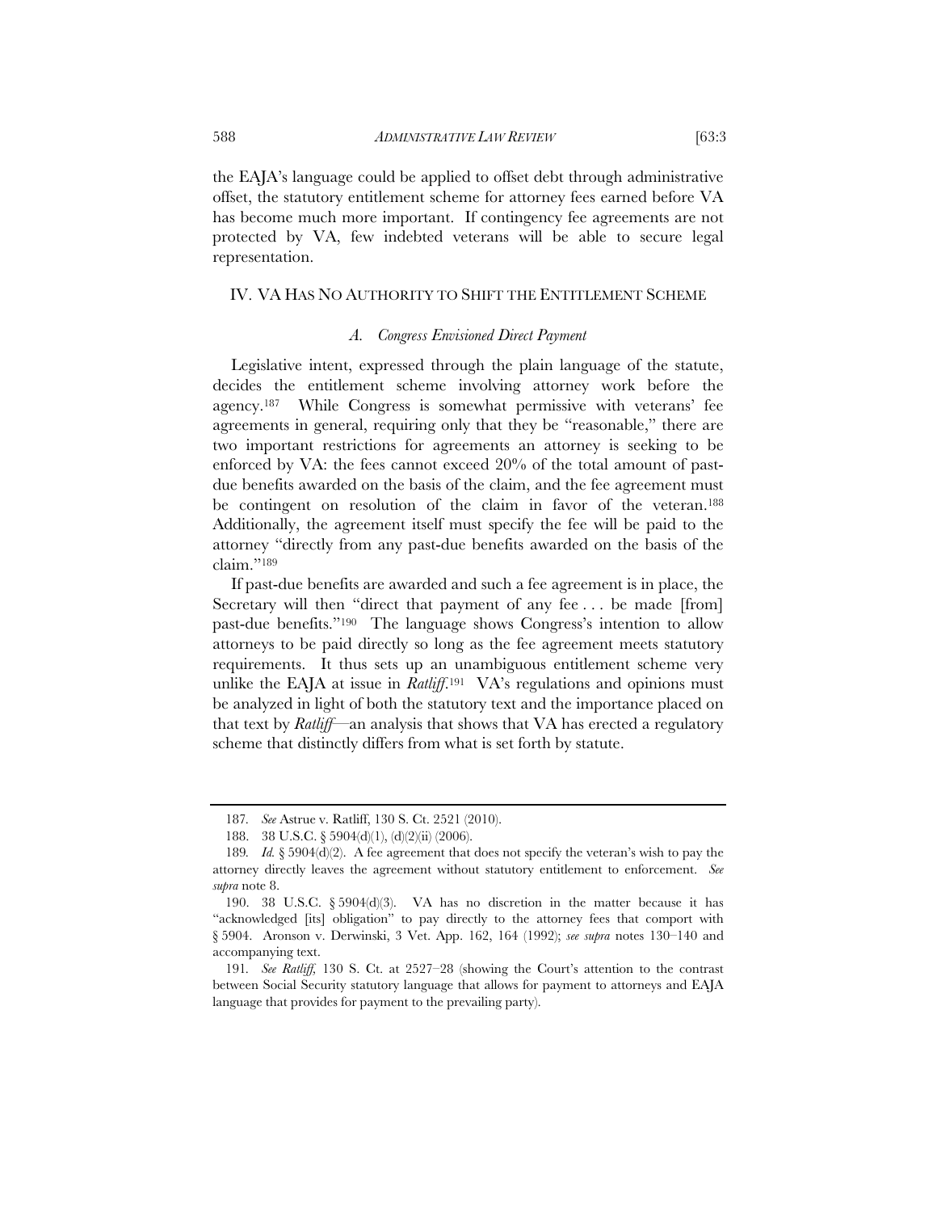the EAJA's language could be applied to offset debt through administrative offset, the statutory entitlement scheme for attorney fees earned before VA has become much more important. If contingency fee agreements are not protected by VA, few indebted veterans will be able to secure legal representation.

## IV. VA HAS NO AUTHORITY TO SHIFT THE ENTITLEMENT SCHEME

### *A. Congress Envisioned Direct Payment*

Legislative intent, expressed through the plain language of the statute, decides the entitlement scheme involving attorney work before the agency.[187] While Congress is somewhat permissive with veterans' fee agreements in general, requiring only that they be "reasonable," there are two important restrictions for agreements an attorney is seeking to be enforced by VA: the fees cannot exceed 20% of the total amount of past-due benefits awarded on the basis of the claim, and the fee agreement must be contingent on resolution of the claim in favor of the veteran.[188] Additionally, the agreement itself must specify the fee will be paid to the attorney "directly from any past-due benefits awarded on the basis of the claim."[189]

If past-due benefits are awarded and such a fee agreement is in place, the Secretary will then "direct that payment of any fee . . . be made [from] past-due benefits."[190] The language shows Congress's intention to allow attorneys to be paid directly so long as the fee agreement meets statutory requirements. It thus sets up an unambiguous entitlement scheme very unlike the EAJA at issue in *Ratliff*.[191] VA's regulations and opinions must be analyzed in light of both the statutory text and the importance placed on that text by *Ratliff*—an analysis that shows that VA has erected a regulatory scheme that distinctly differs from what is set forth by statute.

---

187. *See* Astrue v. Ratliff, 130 S. Ct. 2521 (2010).

188. 38 U.S.C. § 5904(d)(1), (d)(2)(ii) (2006).

189. *Id.* § 5904(d)(2). A fee agreement that does not specify the veteran's wish to pay the attorney directly leaves the agreement without statutory entitlement to enforcement. *See supra* note 8.

190. 38 U.S.C. § 5904(d)(3). VA has no discretion in the matter because it has "acknowledged [its] obligation" to pay directly to the attorney fees that comport with § 5904. Aronson v. Derwinski, 3 Vet. App. 162, 164 (1992); *see supra* notes 130–140 and accompanying text.

191. *See Ratliff*, 130 S. Ct. at 2527–28 (showing the Court's attention to the contrast between Social Security statutory language that allows for payment to attorneys and EAJA language that provides for payment to the prevailing party).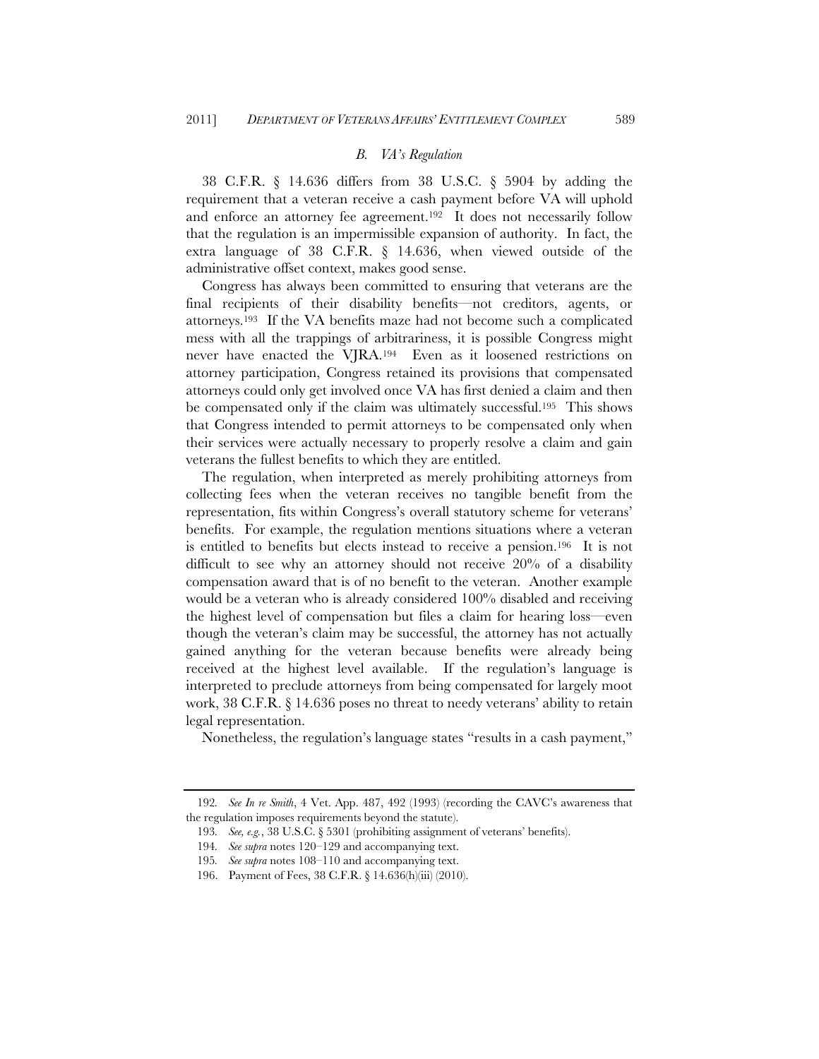### *B. VA's Regulation*

38 C.F.R. § 14.636 differs from 38 U.S.C. § 5904 by adding the requirement that a veteran receive a cash payment before VA will uphold and enforce an attorney fee agreement.[192] It does not necessarily follow that the regulation is an impermissible expansion of authority. In fact, the extra language of 38 C.F.R. § 14.636, when viewed outside of the administrative offset context, makes good sense.

Congress has always been committed to ensuring that veterans are the final recipients of their disability benefits—not creditors, agents, or attorneys.[193] If the VA benefits maze had not become such a complicated mess with all the trappings of arbitrariness, it is possible Congress might never have enacted the VJRA.[194] Even as it loosened restrictions on attorney participation, Congress retained its provisions that compensated attorneys could only get involved once VA has first denied a claim and then be compensated only if the claim was ultimately successful.[195] This shows that Congress intended to permit attorneys to be compensated only when their services were actually necessary to properly resolve a claim and gain veterans the fullest benefits to which they are entitled.

The regulation, when interpreted as merely prohibiting attorneys from collecting fees when the veteran receives no tangible benefit from the representation, fits within Congress's overall statutory scheme for veterans' benefits. For example, the regulation mentions situations where a veteran is entitled to benefits but elects instead to receive a pension.[196] It is not difficult to see why an attorney should not receive 20% of a disability compensation award that is of no benefit to the veteran. Another example would be a veteran who is already considered 100% disabled and receiving the highest level of compensation but files a claim for hearing loss—even though the veteran's claim may be successful, the attorney has not actually gained anything for the veteran because benefits were already being received at the highest level available. If the regulation's language is interpreted to preclude attorneys from being compensated for largely moot work, 38 C.F.R. § 14.636 poses no threat to needy veterans' ability to retain legal representation.

Nonetheless, the regulation's language states "results in a cash payment,"

---

192. *See In re Smith*, 4 Vet. App. 487, 492 (1993) (recording the CAVC's awareness that the regulation imposes requirements beyond the statute).

193. *See, e.g.*, 38 U.S.C. § 5301 (prohibiting assignment of veterans' benefits).

194. *See supra* notes 120–129 and accompanying text.

195. *See supra* notes 108–110 and accompanying text.

196. Payment of Fees, 38 C.F.R. § 14.636(h)(iii) (2010).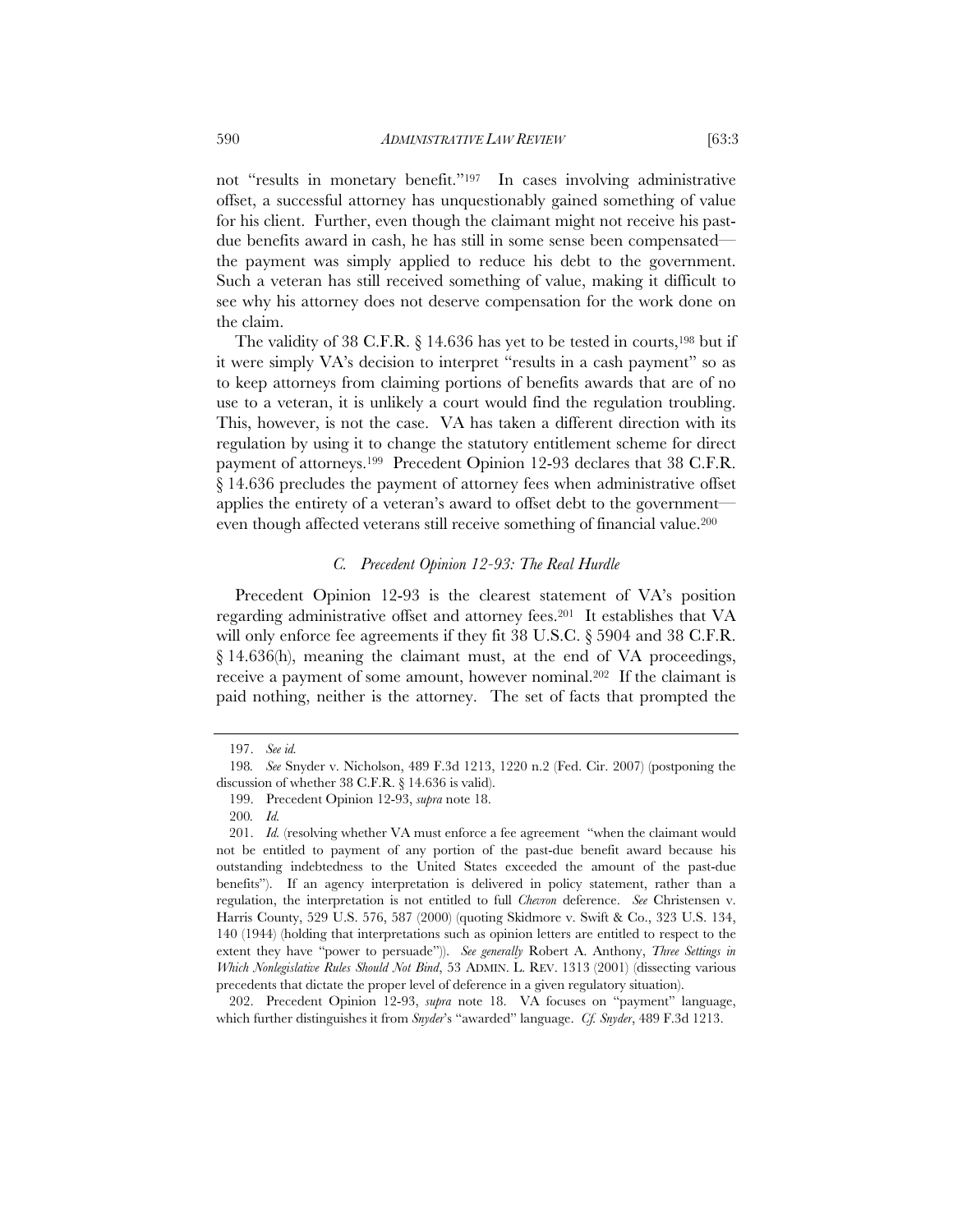not "results in monetary benefit."[197] In cases involving administrative offset, a successful attorney has unquestionably gained something of value for his client. Further, even though the claimant might not receive his past-due benefits award in cash, he has still in some sense been compensated—the payment was simply applied to reduce his debt to the government. Such a veteran has still received something of value, making it difficult to see why his attorney does not deserve compensation for the work done on the claim.

The validity of 38 C.F.R. § 14.636 has yet to be tested in courts,[198] but if it were simply VA's decision to interpret "results in a cash payment" so as to keep attorneys from claiming portions of benefits awards that are of no use to a veteran, it is unlikely a court would find the regulation troubling. This, however, is not the case. VA has taken a different direction with its regulation by using it to change the statutory entitlement scheme for direct payment of attorneys.[199] Precedent Opinion 12-93 declares that 38 C.F.R. § 14.636 precludes the payment of attorney fees when administrative offset applies the entirety of a veteran's award to offset debt to the government—even though affected veterans still receive something of financial value.[200]

### *C. Precedent Opinion 12-93: The Real Hurdle*

Precedent Opinion 12-93 is the clearest statement of VA's position regarding administrative offset and attorney fees.[201] It establishes that VA will only enforce fee agreements if they fit 38 U.S.C. § 5904 and 38 C.F.R. § 14.636(h), meaning the claimant must, at the end of VA proceedings, receive a payment of some amount, however nominal.[202] If the claimant is paid nothing, neither is the attorney. The set of facts that prompted the

---

197. *See id.*

198. *See* Snyder v. Nicholson, 489 F.3d 1213, 1220 n.2 (Fed. Cir. 2007) (postponing the discussion of whether 38 C.F.R. § 14.636 is valid).

199. Precedent Opinion 12-93, *supra* note 18.

200. *Id.*

201. *Id.* (resolving whether VA must enforce a fee agreement "when the claimant would not be entitled to payment of any portion of the past-due benefit award because his outstanding indebtedness to the United States exceeded the amount of the past-due benefits"). If an agency interpretation is delivered in policy statement, rather than a regulation, the interpretation is not entitled to full *Chevron* deference. *See* Christensen v. Harris County, 529 U.S. 576, 587 (2000) (quoting Skidmore v. Swift & Co., 323 U.S. 134, 140 (1944) (holding that interpretations such as opinion letters are entitled to respect to the extent they have "power to persuade")). *See generally* Robert A. Anthony, *Three Settings in Which Nonlegislative Rules Should Not Bind*, 53 ADMIN. L. REV. 1313 (2001) (dissecting various precedents that dictate the proper level of deference in a given regulatory situation).

202. Precedent Opinion 12-93, *supra* note 18. VA focuses on "payment" language, which further distinguishes it from *Snyder*'s "awarded" language. *Cf. Snyder*, 489 F.3d 1213.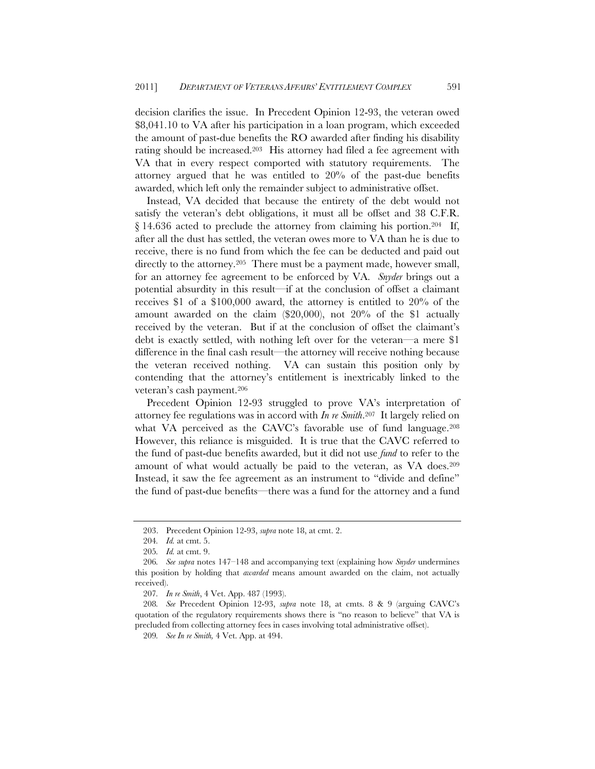decision clarifies the issue. In Precedent Opinion 12-93, the veteran owed $8,041.10 to VA after his participation in a loan program, which exceeded the amount of past-due benefits the RO awarded after finding his disability rating should be increased.[203] His attorney had filed a fee agreement with VA that in every respect comported with statutory requirements. The attorney argued that he was entitled to 20% of the past-due benefits awarded, which left only the remainder subject to administrative offset.

Instead, VA decided that because the entirety of the debt would not satisfy the veteran's debt obligations, it must all be offset and 38 C.F.R. § 14.636 acted to preclude the attorney from claiming his portion.[204] If, after all the dust has settled, the veteran owes more to VA than he is due to receive, there is no fund from which the fee can be deducted and paid out directly to the attorney.[205] There must be a payment made, however small, for an attorney fee agreement to be enforced by VA. *Snyder* brings out a potential absurdity in this result—if at the conclusion of offset a claimant receives $1 of a $100,000 award, the attorney is entitled to 20% of the amount awarded on the claim ($20,000), not 20% of the $1 actually received by the veteran. But if at the conclusion of offset the claimant's debt is exactly settled, with nothing left over for the veteran—a mere $1 difference in the final cash result—the attorney will receive nothing because the veteran received nothing. VA can sustain this position only by contending that the attorney's entitlement is inextricably linked to the veteran's cash payment.[206]

Precedent Opinion 12-93 struggled to prove VA's interpretation of attorney fee regulations was in accord with *In re Smith*.[207] It largely relied on what VA perceived as the CAVC's favorable use of fund language.[208] However, this reliance is misguided. It is true that the CAVC referred to the fund of past-due benefits awarded, but it did not use *fund* to refer to the amount of what would actually be paid to the veteran, as VA does.[209] Instead, it saw the fee agreement as an instrument to "divide and define" the fund of past-due benefits—there was a fund for the attorney and a fund

---

203. Precedent Opinion 12-93, *supra* note 18, at cmt. 2.

204. *Id.* at cmt. 5.

205. *Id.* at cmt. 9.

206. *See supra* notes 147–148 and accompanying text (explaining how *Snyder* undermines this position by holding that *awarded* means amount awarded on the claim, not actually received).

207. *In re Smith*, 4 Vet. App. 487 (1993).

208. *See* Precedent Opinion 12-93, *supra* note 18, at cmts. 8 & 9 (arguing CAVC's quotation of the regulatory requirements shows there is "no reason to believe" that VA is precluded from collecting attorney fees in cases involving total administrative offset).

209. *See In re Smith,* 4 Vet. App. at 494.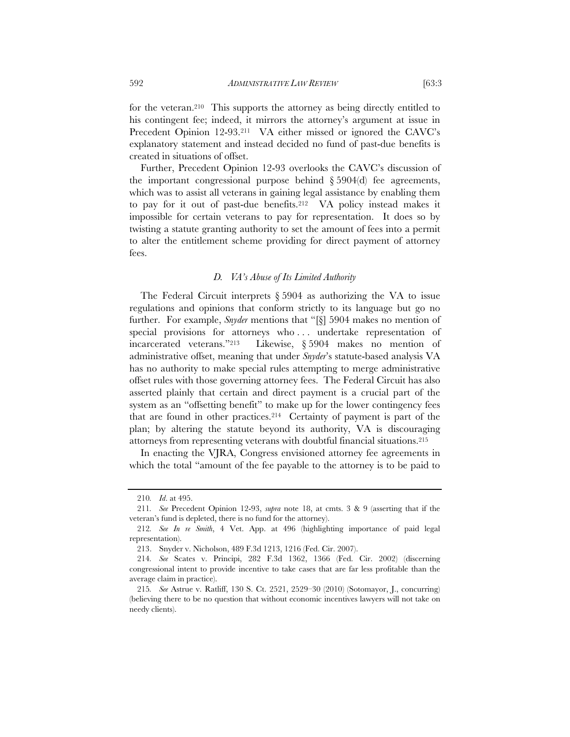for the veteran.[210] This supports the attorney as being directly entitled to his contingent fee; indeed, it mirrors the attorney's argument at issue in Precedent Opinion 12-93.[211] VA either missed or ignored the CAVC's explanatory statement and instead decided no fund of past-due benefits is created in situations of offset.

Further, Precedent Opinion 12-93 overlooks the CAVC's discussion of the important congressional purpose behind § 5904(d) fee agreements, which was to assist all veterans in gaining legal assistance by enabling them to pay for it out of past-due benefits.[212] VA policy instead makes it impossible for certain veterans to pay for representation. It does so by twisting a statute granting authority to set the amount of fees into a permit to alter the entitlement scheme providing for direct payment of attorney fees.

### *D. VA's Abuse of Its Limited Authority*

The Federal Circuit interprets § 5904 as authorizing the VA to issue regulations and opinions that conform strictly to its language but go no further. For example, *Snyder* mentions that "[§] 5904 makes no mention of special provisions for attorneys who . . . undertake representation of incarcerated veterans."[213] Likewise, § 5904 makes no mention of administrative offset, meaning that under *Snyder*'s statute-based analysis VA has no authority to make special rules attempting to merge administrative offset rules with those governing attorney fees. The Federal Circuit has also asserted plainly that certain and direct payment is a crucial part of the system as an "offsetting benefit" to make up for the lower contingency fees that are found in other practices.[214] Certainty of payment is part of the plan; by altering the statute beyond its authority, VA is discouraging attorneys from representing veterans with doubtful financial situations.[215]

In enacting the VJRA, Congress envisioned attorney fee agreements in which the total "amount of the fee payable to the attorney is to be paid to

---

210. *Id*. at 495.

211. *See* Precedent Opinion 12-93, *supra* note 18, at cmts. 3 & 9 (asserting that if the veteran's fund is depleted, there is no fund for the attorney).

212. *See In re Smith*, 4 Vet. App. at 496 (highlighting importance of paid legal representation).

213. Snyder v. Nicholson, 489 F.3d 1213, 1216 (Fed. Cir. 2007).

214. *See* Scates v. Principi, 282 F.3d 1362, 1366 (Fed. Cir. 2002) (discerning congressional intent to provide incentive to take cases that are far less profitable than the average claim in practice).

215. *See* Astrue v. Ratliff, 130 S. Ct. 2521, 2529–30 (2010) (Sotomayor, J., concurring) (believing there to be no question that without economic incentives lawyers will not take on needy clients).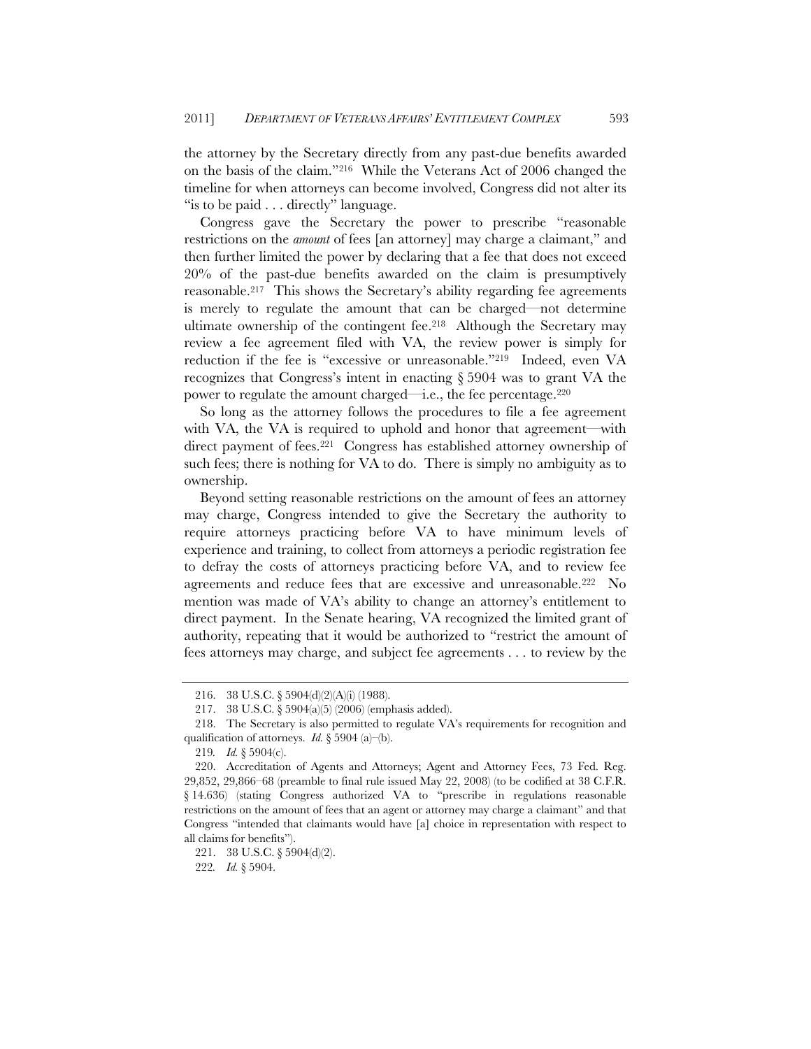the attorney by the Secretary directly from any past-due benefits awarded on the basis of the claim."[216] While the Veterans Act of 2006 changed the timeline for when attorneys can become involved, Congress did not alter its "is to be paid . . . directly" language.

Congress gave the Secretary the power to prescribe "reasonable restrictions on the *amount* of fees [an attorney] may charge a claimant," and then further limited the power by declaring that a fee that does not exceed 20% of the past-due benefits awarded on the claim is presumptively reasonable.[217] This shows the Secretary's ability regarding fee agreements is merely to regulate the amount that can be charged—not determine ultimate ownership of the contingent fee.[218] Although the Secretary may review a fee agreement filed with VA, the review power is simply for reduction if the fee is "excessive or unreasonable."[219] Indeed, even VA recognizes that Congress's intent in enacting § 5904 was to grant VA the power to regulate the amount charged—i.e., the fee percentage.[220]

So long as the attorney follows the procedures to file a fee agreement with VA, the VA is required to uphold and honor that agreement—with direct payment of fees.[221] Congress has established attorney ownership of such fees; there is nothing for VA to do. There is simply no ambiguity as to ownership.

Beyond setting reasonable restrictions on the amount of fees an attorney may charge, Congress intended to give the Secretary the authority to require attorneys practicing before VA to have minimum levels of experience and training, to collect from attorneys a periodic registration fee to defray the costs of attorneys practicing before VA, and to review fee agreements and reduce fees that are excessive and unreasonable.[222] No mention was made of VA's ability to change an attorney's entitlement to direct payment. In the Senate hearing, VA recognized the limited grant of authority, repeating that it would be authorized to "restrict the amount of fees attorneys may charge, and subject fee agreements . . . to review by the

---

216. 38 U.S.C. § 5904(d)(2)(A)(i) (1988).

217. 38 U.S.C. § 5904(a)(5) (2006) (emphasis added).

218. The Secretary is also permitted to regulate VA's requirements for recognition and qualification of attorneys. *Id.* § 5904 (a)–(b).

219. *Id.* § 5904(c).

220. Accreditation of Agents and Attorneys; Agent and Attorney Fees, 73 Fed. Reg. 29,852, 29,866–68 (preamble to final rule issued May 22, 2008) (to be codified at 38 C.F.R. § 14.636) (stating Congress authorized VA to "prescribe in regulations reasonable restrictions on the amount of fees that an agent or attorney may charge a claimant" and that Congress "intended that claimants would have [a] choice in representation with respect to all claims for benefits").

221. 38 U.S.C. § 5904(d)(2).

222. *Id.* § 5904.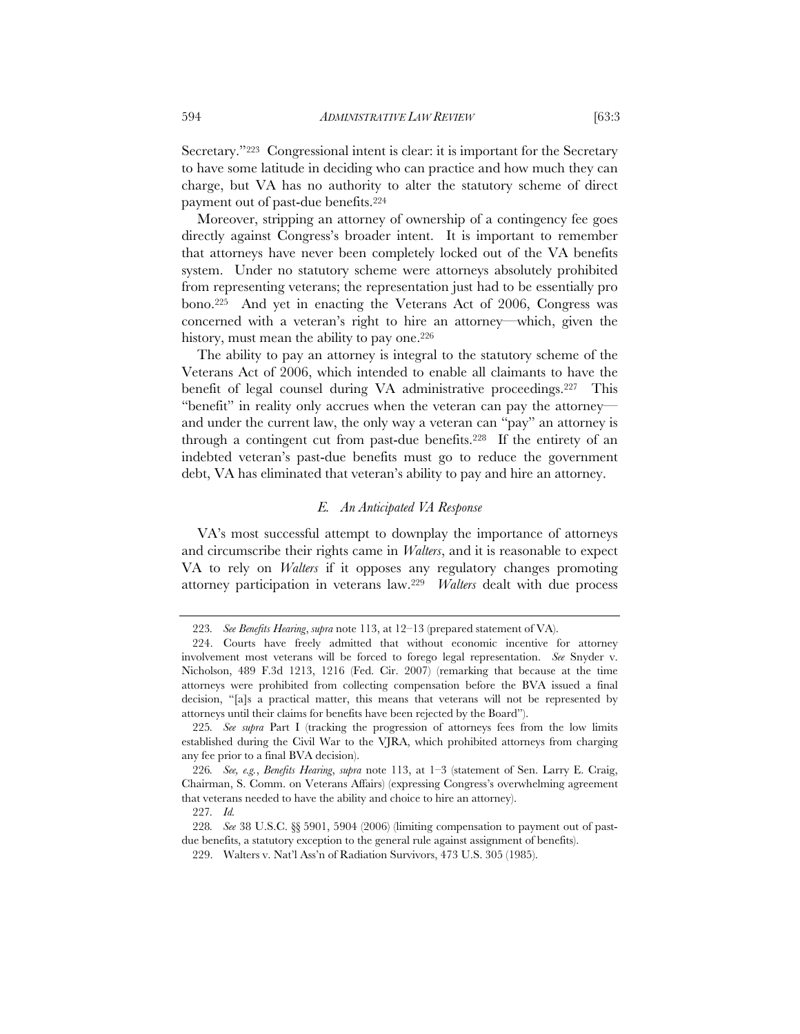Secretary."[223] Congressional intent is clear: it is important for the Secretary to have some latitude in deciding who can practice and how much they can charge, but VA has no authority to alter the statutory scheme of direct payment out of past-due benefits.[224]

Moreover, stripping an attorney of ownership of a contingency fee goes directly against Congress's broader intent. It is important to remember that attorneys have never been completely locked out of the VA benefits system. Under no statutory scheme were attorneys absolutely prohibited from representing veterans; the representation just had to be essentially pro bono.[225] And yet in enacting the Veterans Act of 2006, Congress was concerned with a veteran's right to hire an attorney—which, given the history, must mean the ability to pay one.[226]

The ability to pay an attorney is integral to the statutory scheme of the Veterans Act of 2006, which intended to enable all claimants to have the benefit of legal counsel during VA administrative proceedings.[227] This "benefit" in reality only accrues when the veteran can pay the attorney—and under the current law, the only way a veteran can "pay" an attorney is through a contingent cut from past-due benefits.[228] If the entirety of an indebted veteran's past-due benefits must go to reduce the government debt, VA has eliminated that veteran's ability to pay and hire an attorney.

### *E. An Anticipated VA Response*

VA's most successful attempt to downplay the importance of attorneys and circumscribe their rights came in *Walters*, and it is reasonable to expect VA to rely on *Walters* if it opposes any regulatory changes promoting attorney participation in veterans law.[229] *Walters* dealt with due process

---

223. *See Benefits Hearing*, *supra* note 113, at 12–13 (prepared statement of VA).

224. Courts have freely admitted that without economic incentive for attorney involvement most veterans will be forced to forego legal representation. *See* Snyder v. Nicholson, 489 F.3d 1213, 1216 (Fed. Cir. 2007) (remarking that because at the time attorneys were prohibited from collecting compensation before the BVA issued a final decision, "[a]s a practical matter, this means that veterans will not be represented by attorneys until their claims for benefits have been rejected by the Board").

225. *See supra* Part I (tracking the progression of attorneys fees from the low limits established during the Civil War to the VJRA, which prohibited attorneys from charging any fee prior to a final BVA decision).

226. *See, e.g.*, *Benefits Hearing*, *supra* note 113, at 1–3 (statement of Sen. Larry E. Craig, Chairman, S. Comm. on Veterans Affairs) (expressing Congress's overwhelming agreement that veterans needed to have the ability and choice to hire an attorney).

227. *Id.*

228. *See* 38 U.S.C. §§ 5901, 5904 (2006) (limiting compensation to payment out of past-due benefits, a statutory exception to the general rule against assignment of benefits).

229. Walters v. Nat'l Ass'n of Radiation Survivors, 473 U.S. 305 (1985).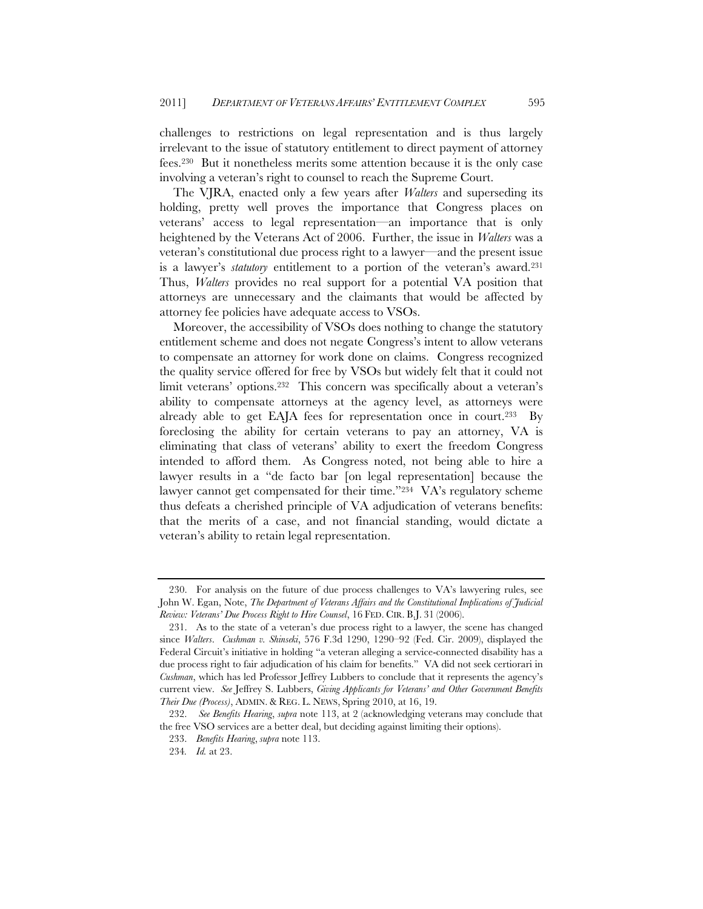challenges to restrictions on legal representation and is thus largely irrelevant to the issue of statutory entitlement to direct payment of attorney fees.[230] But it nonetheless merits some attention because it is the only case involving a veteran's right to counsel to reach the Supreme Court.

The VJRA, enacted only a few years after *Walters* and superseding its holding, pretty well proves the importance that Congress places on veterans' access to legal representation—an importance that is only heightened by the Veterans Act of 2006. Further, the issue in *Walters* was a veteran's constitutional due process right to a lawyer—and the present issue is a lawyer's *statutory* entitlement to a portion of the veteran's award.[231] Thus, *Walters* provides no real support for a potential VA position that attorneys are unnecessary and the claimants that would be affected by attorney fee policies have adequate access to VSOs.

Moreover, the accessibility of VSOs does nothing to change the statutory entitlement scheme and does not negate Congress's intent to allow veterans to compensate an attorney for work done on claims. Congress recognized the quality service offered for free by VSOs but widely felt that it could not limit veterans' options.[232] This concern was specifically about a veteran's ability to compensate attorneys at the agency level, as attorneys were already able to get EAJA fees for representation once in court.[233] By foreclosing the ability for certain veterans to pay an attorney, VA is eliminating that class of veterans' ability to exert the freedom Congress intended to afford them. As Congress noted, not being able to hire a lawyer results in a "de facto bar [on legal representation] because the lawyer cannot get compensated for their time."[234] VA's regulatory scheme thus defeats a cherished principle of VA adjudication of veterans benefits: that the merits of a case, and not financial standing, would dictate a veteran's ability to retain legal representation.

---

230. For analysis on the future of due process challenges to VA's lawyering rules, see John W. Egan, Note, *The Department of Veterans Affairs and the Constitutional Implications of Judicial Review: Veterans' Due Process Right to Hire Counsel*, 16 FED. CIR. B.J. 31 (2006).

231. As to the state of a veteran's due process right to a lawyer, the scene has changed since *Walters*. *Cushman v. Shinseki*, 576 F.3d 1290, 1290–92 (Fed. Cir. 2009), displayed the Federal Circuit's initiative in holding "a veteran alleging a service-connected disability has a due process right to fair adjudication of his claim for benefits." VA did not seek certiorari in *Cushman*, which has led Professor Jeffrey Lubbers to conclude that it represents the agency's current view. *See* Jeffrey S. Lubbers, *Giving Applicants for Veterans' and Other Government Benefits Their Due (Process)*, ADMIN. & REG. L. NEWS, Spring 2010, at 16, 19.

232. *See Benefits Hearing*, *supra* note 113, at 2 (acknowledging veterans may conclude that the free VSO services are a better deal, but deciding against limiting their options).

233. *Benefits Hearing*, *supra* note 113.

234. *Id.* at 23.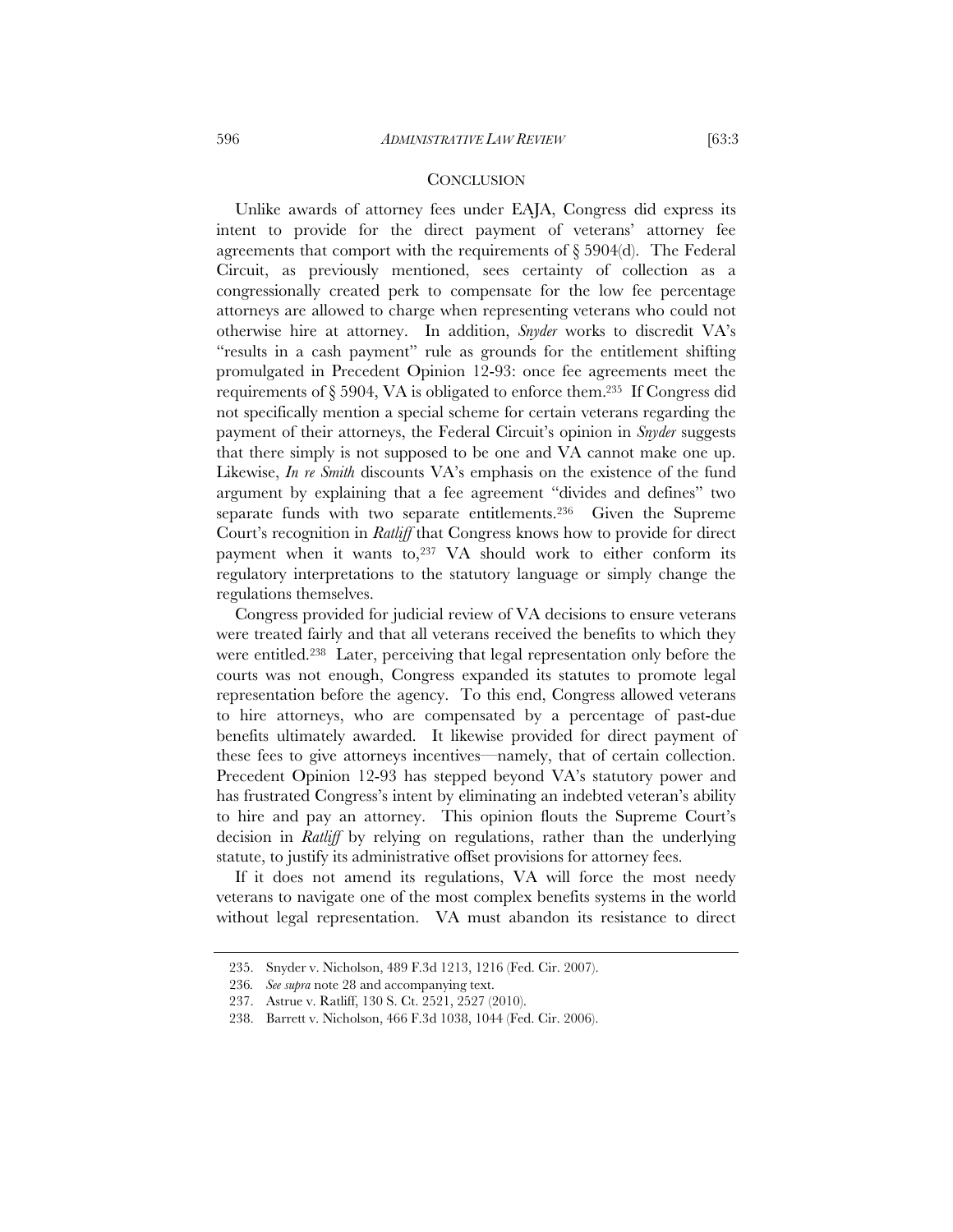## CONCLUSION

Unlike awards of attorney fees under EAJA, Congress did express its intent to provide for the direct payment of veterans' attorney fee agreements that comport with the requirements of § 5904(d). The Federal Circuit, as previously mentioned, sees certainty of collection as a congressionally created perk to compensate for the low fee percentage attorneys are allowed to charge when representing veterans who could not otherwise hire at attorney. In addition, *Snyder* works to discredit VA's "results in a cash payment" rule as grounds for the entitlement shifting promulgated in Precedent Opinion 12-93: once fee agreements meet the requirements of § 5904, VA is obligated to enforce them.[235] If Congress did not specifically mention a special scheme for certain veterans regarding the payment of their attorneys, the Federal Circuit's opinion in *Snyder* suggests that there simply is not supposed to be one and VA cannot make one up. Likewise, *In re Smith* discounts VA's emphasis on the existence of the fund argument by explaining that a fee agreement "divides and defines" two separate funds with two separate entitlements.[236] Given the Supreme Court's recognition in *Ratliff* that Congress knows how to provide for direct payment when it wants to,[237] VA should work to either conform its regulatory interpretations to the statutory language or simply change the regulations themselves.

Congress provided for judicial review of VA decisions to ensure veterans were treated fairly and that all veterans received the benefits to which they were entitled.[238] Later, perceiving that legal representation only before the courts was not enough, Congress expanded its statutes to promote legal representation before the agency. To this end, Congress allowed veterans to hire attorneys, who are compensated by a percentage of past-due benefits ultimately awarded. It likewise provided for direct payment of these fees to give attorneys incentives—namely, that of certain collection. Precedent Opinion 12-93 has stepped beyond VA's statutory power and has frustrated Congress's intent by eliminating an indebted veteran's ability to hire and pay an attorney. This opinion flouts the Supreme Court's decision in *Ratliff* by relying on regulations, rather than the underlying statute, to justify its administrative offset provisions for attorney fees.

If it does not amend its regulations, VA will force the most needy veterans to navigate one of the most complex benefits systems in the world without legal representation. VA must abandon its resistance to direct

---

235. Snyder v. Nicholson, 489 F.3d 1213, 1216 (Fed. Cir. 2007).

236. *See supra* note 28 and accompanying text.

237. Astrue v. Ratliff, 130 S. Ct. 2521, 2527 (2010).

238. Barrett v. Nicholson, 466 F.3d 1038, 1044 (Fed. Cir. 2006).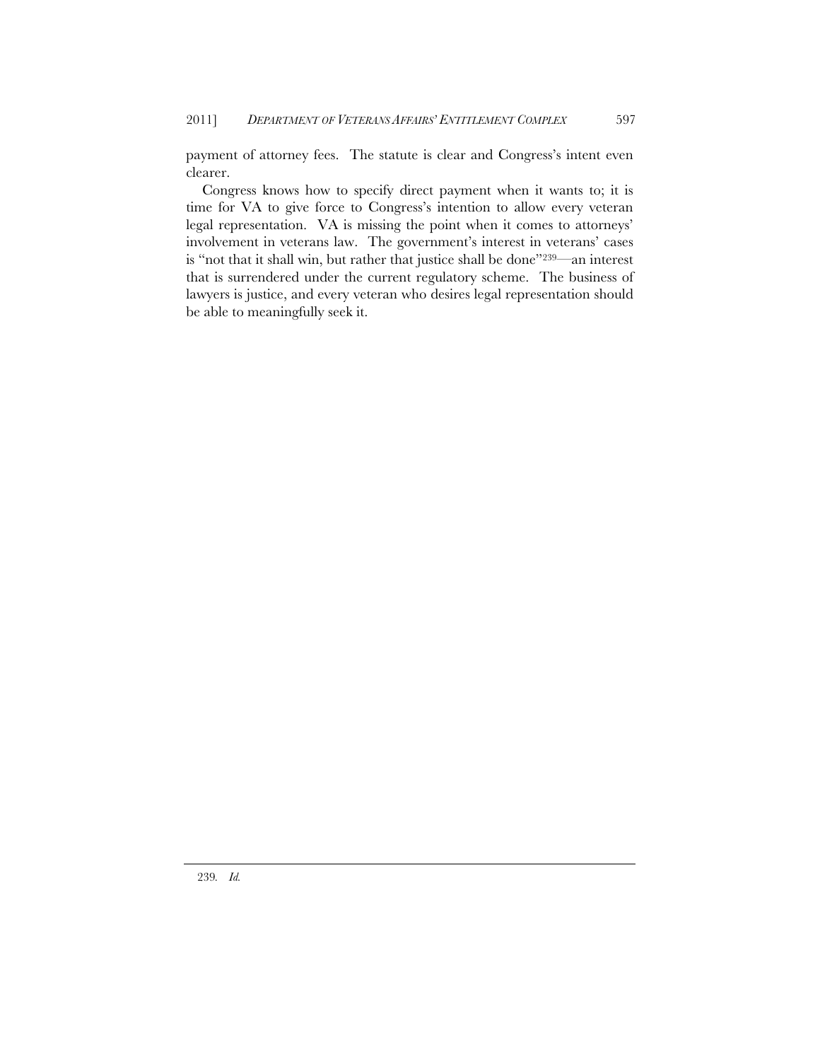payment of attorney fees. The statute is clear and Congress's intent even clearer.

Congress knows how to specify direct payment when it wants to; it is time for VA to give force to Congress's intention to allow every veteran legal representation. VA is missing the point when it comes to attorneys' involvement in veterans law. The government's interest in veterans' cases is "not that it shall win, but rather that justice shall be done"[239]—an interest that is surrendered under the current regulatory scheme. The business of lawyers is justice, and every veteran who desires legal representation should be able to meaningfully seek it.

---

239. *Id.*